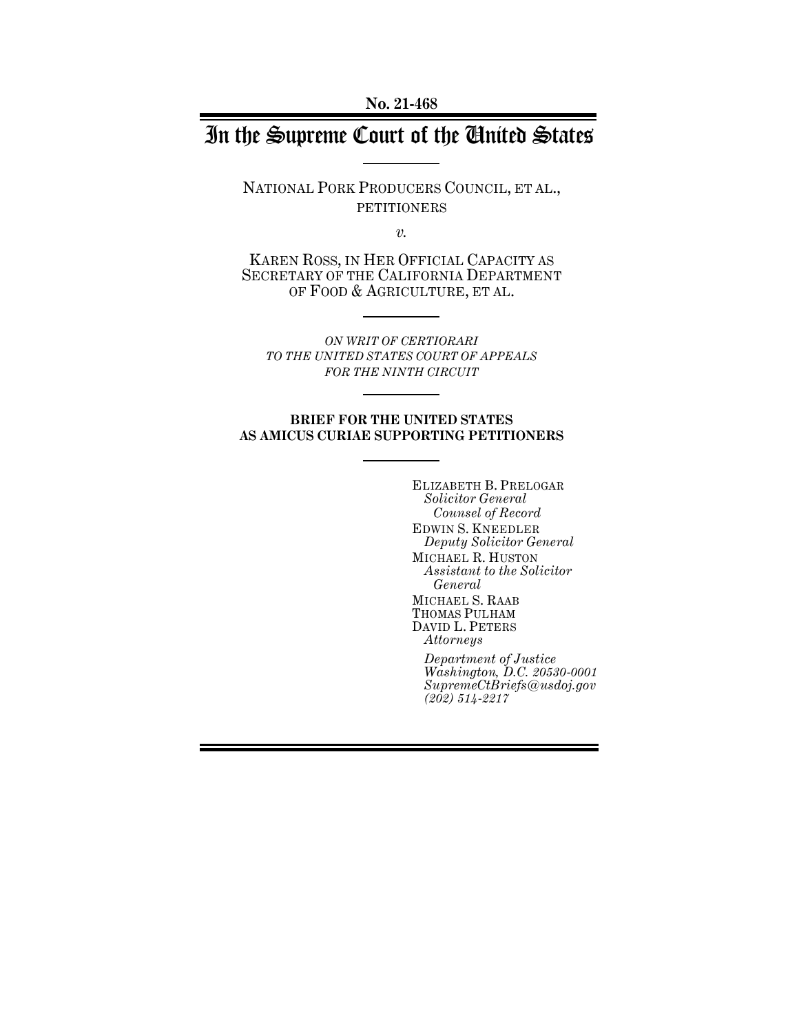**No. 21-468**

# In the Supreme Court of the United States

NATIONAL PORK PRODUCERS COUNCIL, ET AL., PETITIONERS

*v.*

KAREN ROSS, IN HER OFFICIAL CAPACITY AS SECRETARY OF THE CALIFORNIA DEPARTMENT OF FOOD & AGRICULTURE, ET AL.

*ON WRIT OF CERTIORARI TO THE UNITED STATES COURT OF APPEALS FOR THE NINTH CIRCUIT*

**BRIEF FOR THE UNITED STATES AS AMICUS CURIAE SUPPORTING PETITIONERS**

ELIZABETH B. PRELOGAR
*Solicitor General*
*Counsel of Record*
EDWIN S. KNEEDLER
*Deputy Solicitor General*
MICHAEL R. HUSTON
*Assistant to the Solicitor General*
MICHAEL S. RAAB
THOMAS PULHAM
DAVID L. PETERS
*Attorneys*

*Department of Justice*
*Washington, D.C. 20530-0001*
*SupremeCtBriefs@usdoj.gov*
*(202) 514-2217*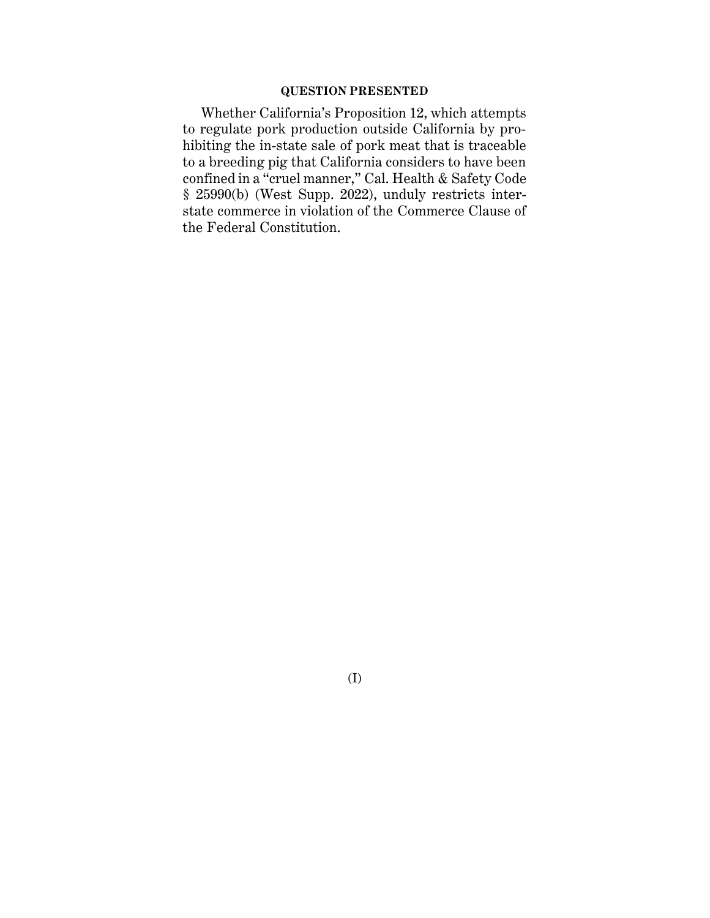## QUESTION PRESENTED

Whether California's Proposition 12, which attempts to regulate pork production outside California by prohibiting the in-state sale of pork meat that is traceable to a breeding pig that California considers to have been confined in a "cruel manner," Cal. Health & Safety Code § 25990(b) (West Supp. 2022), unduly restricts interstate commerce in violation of the Commerce Clause of the Federal Constitution.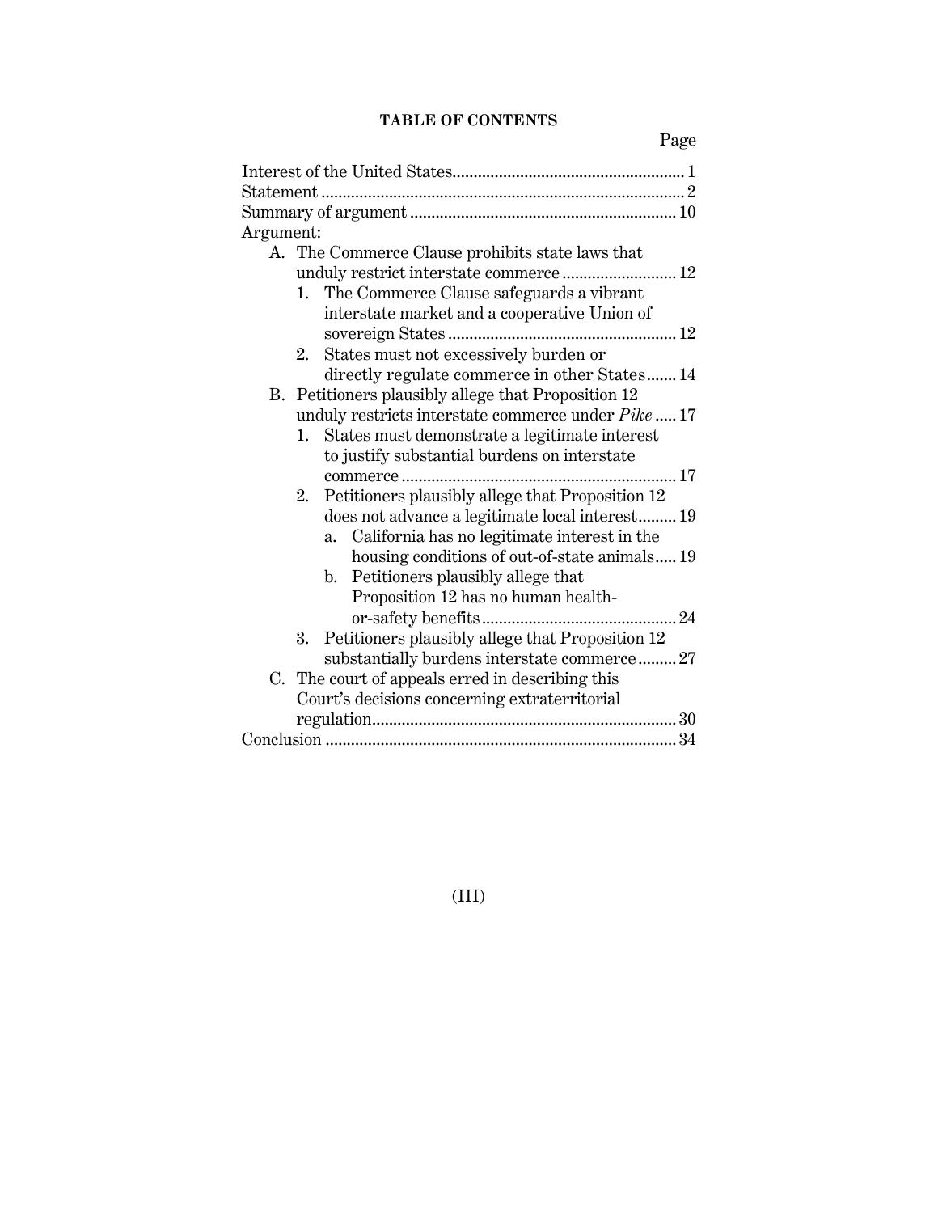**TABLE OF CONTENTS**

| | Page |
|---|---|
| Interest of the United States | 1 |
| Statement | 2 |
| Summary of argument | 10 |
| Argument: | |
| A. The Commerce Clause prohibits state laws that unduly restrict interstate commerce | 12 |
| 1. The Commerce Clause safeguards a vibrant interstate market and a cooperative Union of sovereign States | 12 |
| 2. States must not excessively burden or directly regulate commerce in other States | 14 |
| B. Petitioners plausibly allege that Proposition 12 unduly restricts interstate commerce under *Pike* | 17 |
| 1. States must demonstrate a legitimate interest to justify substantial burdens on interstate commerce | 17 |
| 2. Petitioners plausibly allege that Proposition 12 does not advance a legitimate local interest | 19 |
| a. California has no legitimate interest in the housing conditions of out-of-state animals | 19 |
| b. Petitioners plausibly allege that Proposition 12 has no human health-or-safety benefits | 24 |
| 3. Petitioners plausibly allege that Proposition 12 substantially burdens interstate commerce | 27 |
| C. The court of appeals erred in describing this Court's decisions concerning extraterritorial regulation | 30 |
| Conclusion | 34 |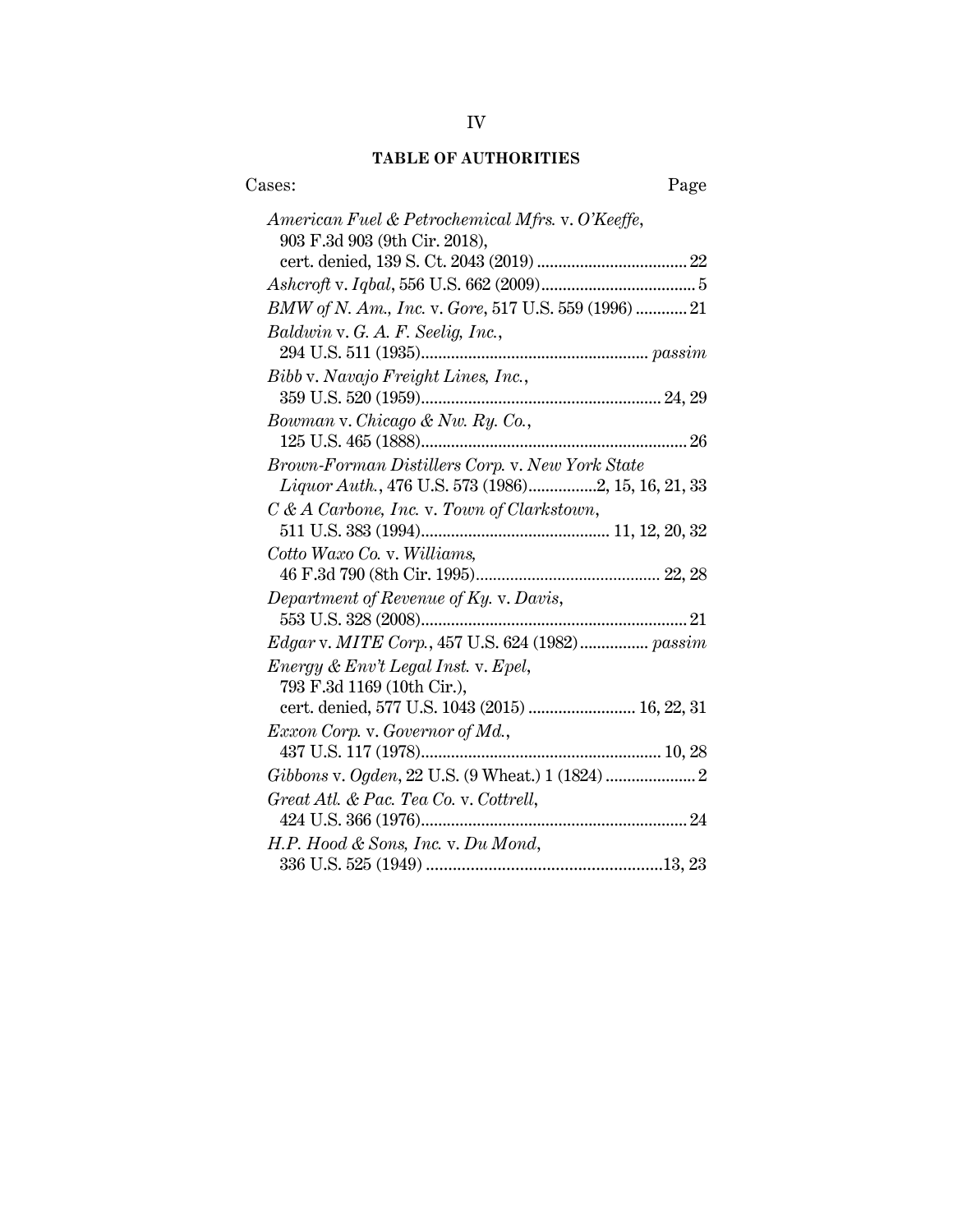## TABLE OF AUTHORITIES

Cases: Page

*American Fuel & Petrochemical Mfrs.* v. *O'Keeffe*, 903 F.3d 903 (9th Cir. 2018), cert. denied, 139 S. Ct. 2043 (2019) .................................. 22

*Ashcroft* v. *Iqbal*, 556 U.S. 662 (2009) .................................... 5

*BMW of N. Am., Inc.* v. *Gore*, 517 U.S. 559 (1996) ............ 21

*Baldwin* v. *G. A. F. Seelig, Inc.*, 294 U.S. 511 (1935) .................................................... *passim*

*Bibb* v. *Navajo Freight Lines, Inc.*, 359 U.S. 520 (1959) ....................................................... 24, 29

*Bowman* v. *Chicago & Nw. Ry. Co.*, 125 U.S. 465 (1888) ............................................................ 26

*Brown-Forman Distillers Corp.* v. *New York State Liquor Auth.*, 476 U.S. 573 (1986) ................2, 15, 16, 21, 33

*C & A Carbone, Inc.* v. *Town of Clarkstown*, 511 U.S. 383 (1994) ........................................... 11, 12, 20, 32

*Cotto Waxo Co.* v. *Williams*, 46 F.3d 790 (8th Cir. 1995) .......................................... 22, 28

*Department of Revenue of Ky.* v. *Davis*, 553 U.S. 328 (2008) ............................................................ 21

*Edgar* v. *MITE Corp.*, 457 U.S. 624 (1982) ................ *passim*

*Energy & Env't Legal Inst.* v. *Epel*, 793 F.3d 1169 (10th Cir.), cert. denied, 577 U.S. 1043 (2015) ......................... 16, 22, 31

*Exxon Corp.* v. *Governor of Md.*, 437 U.S. 117 (1978) ....................................................... 10, 28

*Gibbons* v. *Ogden*, 22 U.S. (9 Wheat.) 1 (1824) ..................... 2

*Great Atl. & Pac. Tea Co.* v. *Cottrell*, 424 U.S. 366 (1976) ............................................................ 24

*H.P. Hood & Sons, Inc.* v. *Du Mond*, 336 U.S. 525 (1949) .....................................................13, 23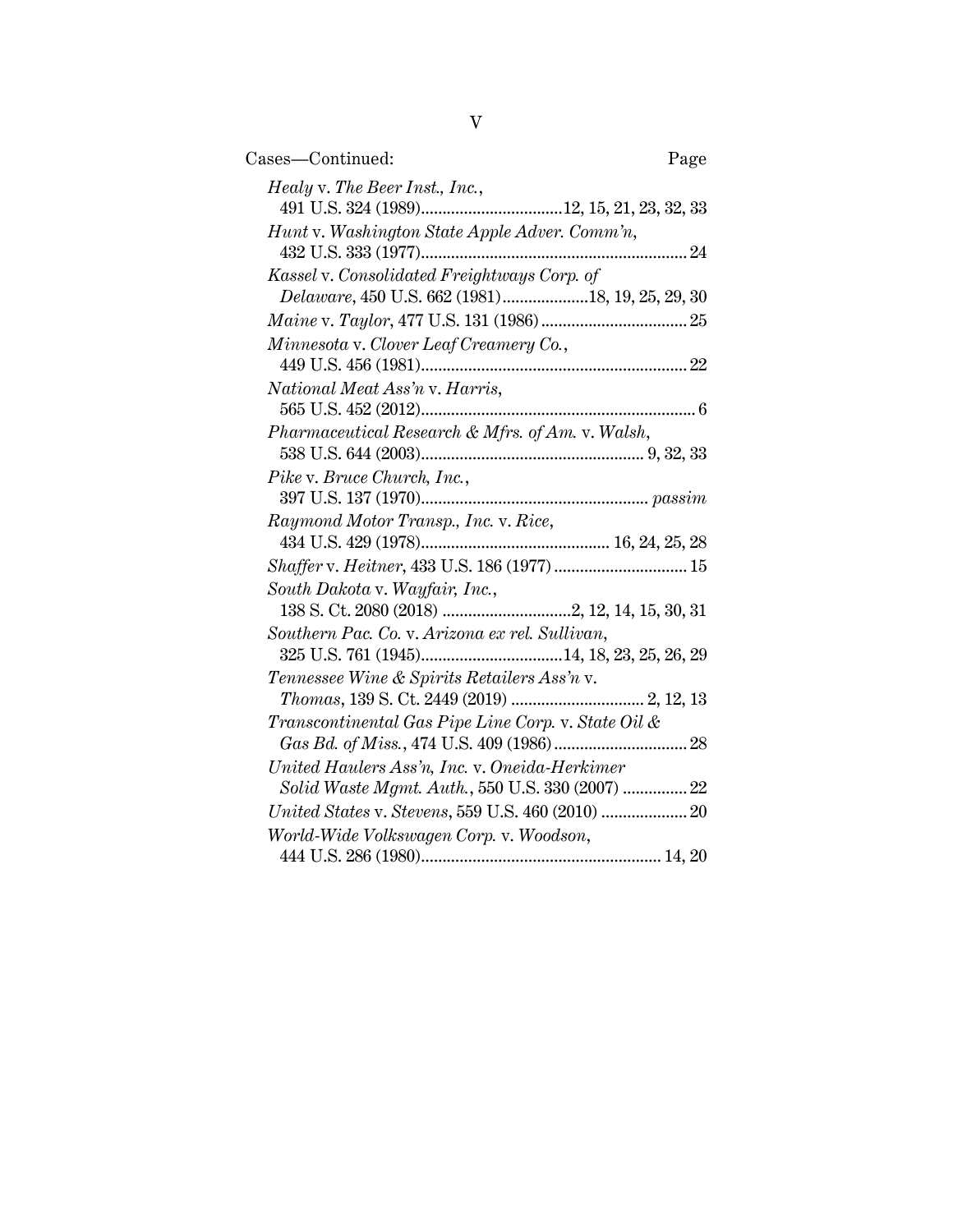Cases—Continued: Page

*Healy* v. *The Beer Inst., Inc.*, 491 U.S. 324 (1989)................................12, 15, 21, 23, 32, 33

*Hunt* v. *Washington State Apple Adver. Comm'n*, 432 U.S. 333 (1977)............................................................ 24

*Kassel* v. *Consolidated Freightways Corp. of Delaware*, 450 U.S. 662 (1981)....................18, 19, 25, 29, 30

*Maine* v. *Taylor*, 477 U.S. 131 (1986).................................. 25

*Minnesota* v. *Clover Leaf Creamery Co.*, 449 U.S. 456 (1981)............................................................ 22

*National Meat Ass'n* v. *Harris*, 565 U.S. 452 (2012)................................................................ 6

*Pharmaceutical Research & Mfrs. of Am.* v. *Walsh*, 538 U.S. 644 (2003).................................................... 9, 32, 33

*Pike* v. *Bruce Church, Inc.*, 397 U.S. 137 (1970)..................................................... *passim*

*Raymond Motor Transp., Inc.* v. *Rice*, 434 U.S. 429 (1978)............................................ 16, 24, 25, 28

*Shaffer* v. *Heitner*, 433 U.S. 186 (1977)............................... 15

*South Dakota* v. *Wayfair, Inc.*, 138 S. Ct. 2080 (2018) ..............................2, 12, 14, 15, 30, 31

*Southern Pac. Co.* v. *Arizona ex rel. Sullivan*, 325 U.S. 761 (1945)................................14, 18, 23, 25, 26, 29

*Tennessee Wine & Spirits Retailers Ass'n* v. *Thomas*, 139 S. Ct. 2449 (2019) ............................... 2, 12, 13

*Transcontinental Gas Pipe Line Corp.* v. *State Oil & Gas Bd. of Miss.*, 474 U.S. 409 (1986)............................... 28

*United Haulers Ass'n, Inc.* v. *Oneida-Herkimer Solid Waste Mgmt. Auth.*, 550 U.S. 330 (2007) ............... 22

*United States* v. *Stevens*, 559 U.S. 460 (2010) .................... 20

*World-Wide Volkswagen Corp.* v. *Woodson*, 444 U.S. 286 (1980)........................................................ 14, 20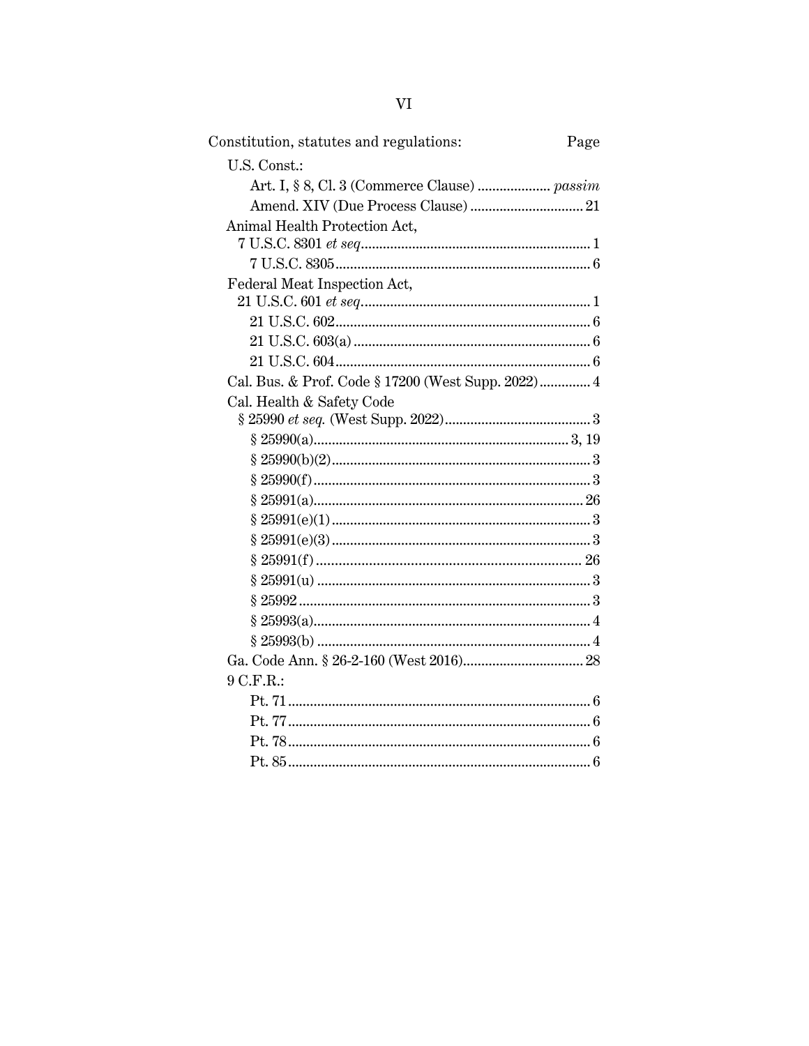| Constitution, statutes and regulations: | Page |
|---|---|
| U.S. Const.: | |
| Art. I, § 8, Cl. 3 (Commerce Clause) | *passim* |
| Amend. XIV (Due Process Clause) | 21 |
| Animal Health Protection Act, 7 U.S.C. 8301 *et seq.* | 1 |
| 7 U.S.C. 8305 | 6 |
| Federal Meat Inspection Act, 21 U.S.C. 601 *et seq.* | 1 |
| 21 U.S.C. 602 | 6 |
| 21 U.S.C. 603(a) | 6 |
| 21 U.S.C. 604 | 6 |
| Cal. Bus. & Prof. Code § 17200 (West Supp. 2022) | 4 |
| Cal. Health & Safety Code § 25990 *et seq.* (West Supp. 2022) | 3 |
| § 25990(a) | 3, 19 |
| § 25990(b)(2) | 3 |
| § 25990(f) | 3 |
| § 25991(a) | 26 |
| § 25991(e)(1) | 3 |
| § 25991(e)(3) | 3 |
| § 25991(f) | 26 |
| § 25991(u) | 3 |
| § 25992 | 3 |
| § 25993(a) | 4 |
| § 25993(b) | 4 |
| Ga. Code Ann. § 26-2-160 (West 2016) | 28 |
| 9 C.F.R.: | |
| Pt. 71 | 6 |
| Pt. 77 | 6 |
| Pt. 78 | 6 |
| Pt. 85 | 6 |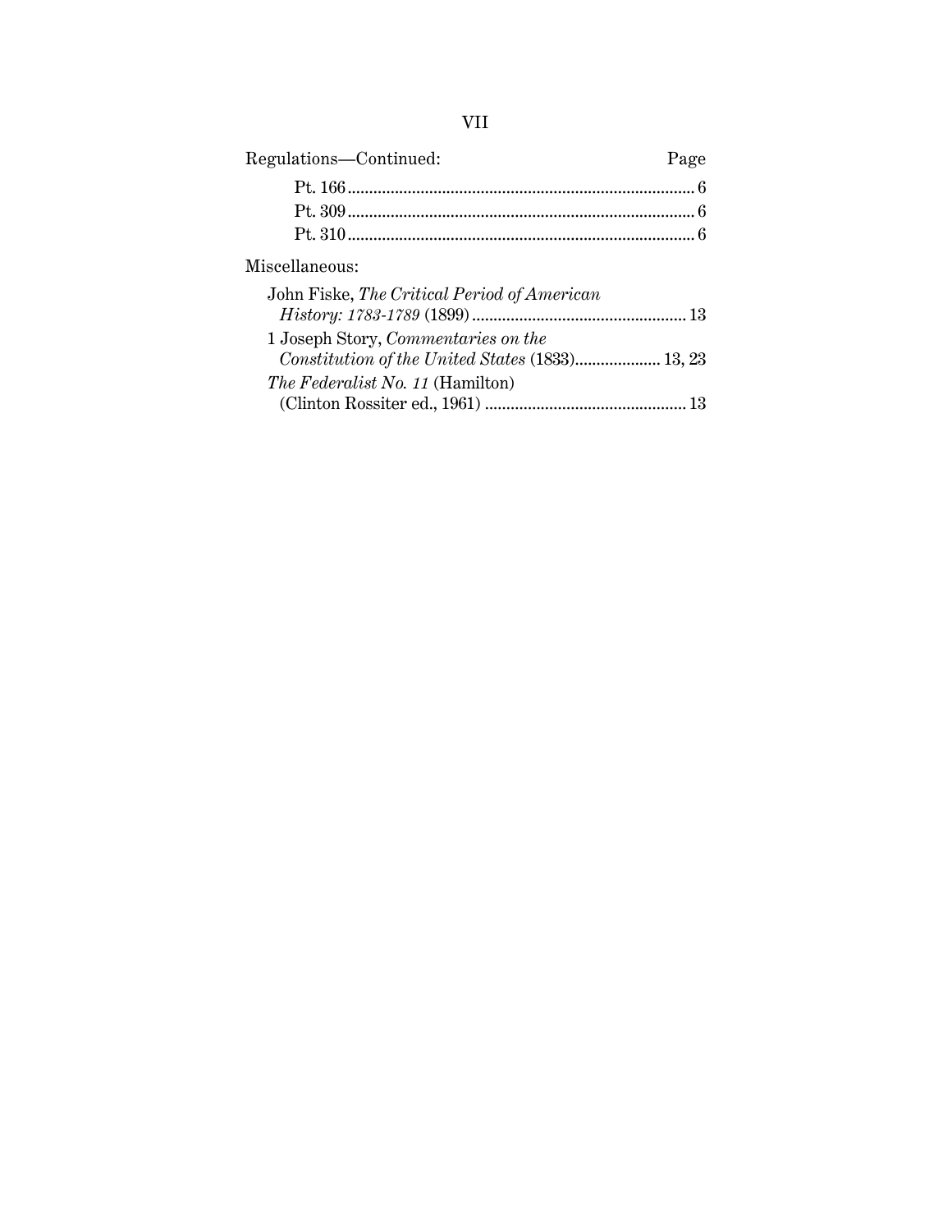Regulations—Continued: Page

- Pt. 166 .......... 6
- Pt. 309 .......... 6
- Pt. 310 .......... 6

Miscellaneous:

- John Fiske, *The Critical Period of American History: 1783-1789* (1899) .......... 13
- 1 Joseph Story, *Commentaries on the Constitution of the United States* (1833) .......... 13, 23
- *The Federalist No. 11* (Hamilton) (Clinton Rossiter ed., 1961) .......... 13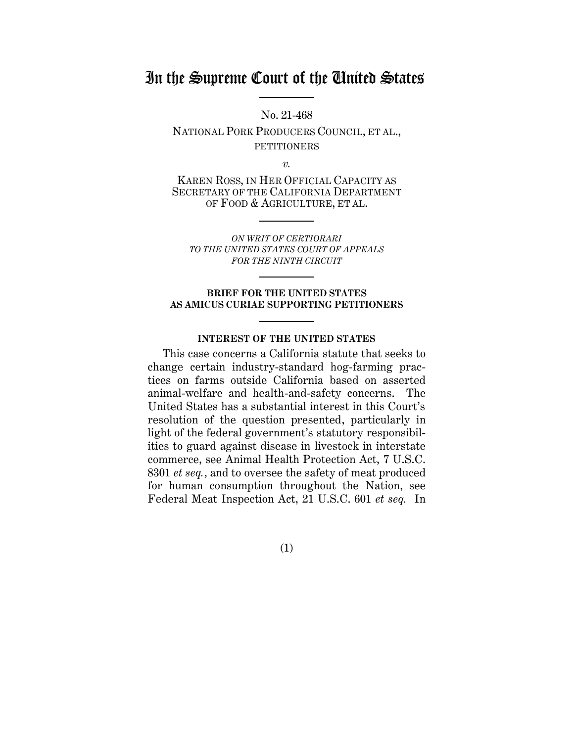# In the Supreme Court of the United States

No. 21-468

NATIONAL PORK PRODUCERS COUNCIL, ET AL., PETITIONERS

*v.*

KAREN ROSS, IN HER OFFICIAL CAPACITY AS SECRETARY OF THE CALIFORNIA DEPARTMENT OF FOOD & AGRICULTURE, ET AL.

*ON WRIT OF CERTIORARI TO THE UNITED STATES COURT OF APPEALS FOR THE NINTH CIRCUIT*

**BRIEF FOR THE UNITED STATES AS AMICUS CURIAE SUPPORTING PETITIONERS**

**INTEREST OF THE UNITED STATES**

This case concerns a California statute that seeks to change certain industry-standard hog-farming practices on farms outside California based on asserted animal-welfare and health-and-safety concerns. The United States has a substantial interest in this Court's resolution of the question presented, particularly in light of the federal government's statutory responsibilities to guard against disease in livestock in interstate commerce, see Animal Health Protection Act, 7 U.S.C. 8301 *et seq.*, and to oversee the safety of meat produced for human consumption throughout the Nation, see Federal Meat Inspection Act, 21 U.S.C. 601 *et seq.* In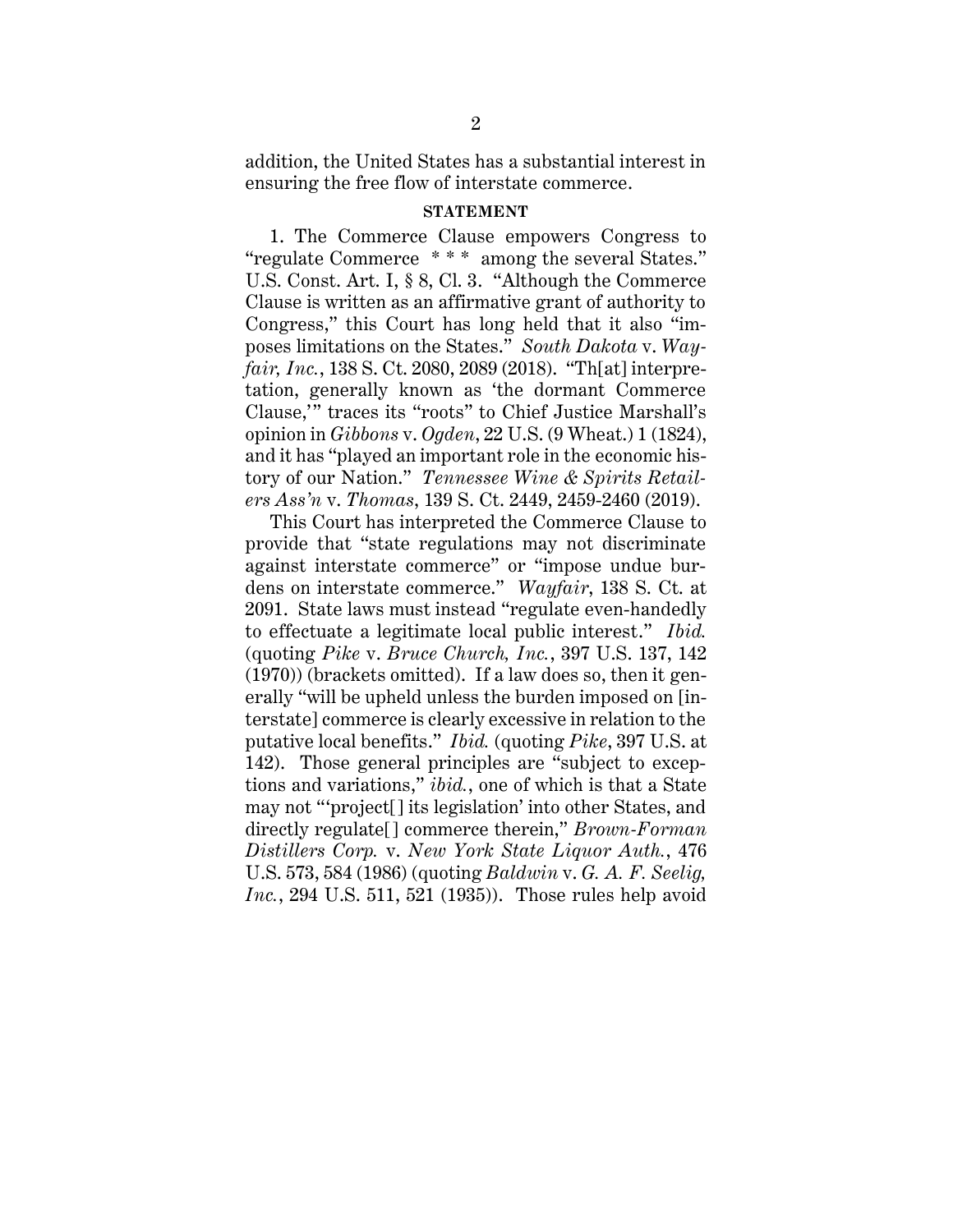addition, the United States has a substantial interest in ensuring the free flow of interstate commerce.

**STATEMENT**

1. The Commerce Clause empowers Congress to "regulate Commerce * * * among the several States." U.S. Const. Art. I, § 8, Cl. 3. "Although the Commerce Clause is written as an affirmative grant of authority to Congress," this Court has long held that it also "imposes limitations on the States." *South Dakota* v. *Wayfair, Inc.*, 138 S. Ct. 2080, 2089 (2018). "Th[at] interpretation, generally known as 'the dormant Commerce Clause,'" traces its "roots" to Chief Justice Marshall's opinion in *Gibbons* v. *Ogden*, 22 U.S. (9 Wheat.) 1 (1824), and it has "played an important role in the economic history of our Nation." *Tennessee Wine & Spirits Retailers Ass'n* v. *Thomas*, 139 S. Ct. 2449, 2459-2460 (2019).

This Court has interpreted the Commerce Clause to provide that "state regulations may not discriminate against interstate commerce" or "impose undue burdens on interstate commerce." *Wayfair*, 138 S. Ct. at 2091. State laws must instead "regulate even-handedly to effectuate a legitimate local public interest." *Ibid.* (quoting *Pike* v. *Bruce Church, Inc.*, 397 U.S. 137, 142 (1970)) (brackets omitted). If a law does so, then it generally "will be upheld unless the burden imposed on [interstate] commerce is clearly excessive in relation to the putative local benefits." *Ibid.* (quoting *Pike*, 397 U.S. at 142). Those general principles are "subject to exceptions and variations," *ibid.*, one of which is that a State may not "'project[] its legislation' into other States, and directly regulate[] commerce therein," *Brown-Forman Distillers Corp.* v. *New York State Liquor Auth.*, 476 U.S. 573, 584 (1986) (quoting *Baldwin* v. *G. A. F. Seelig, Inc.*, 294 U.S. 511, 521 (1935)). Those rules help avoid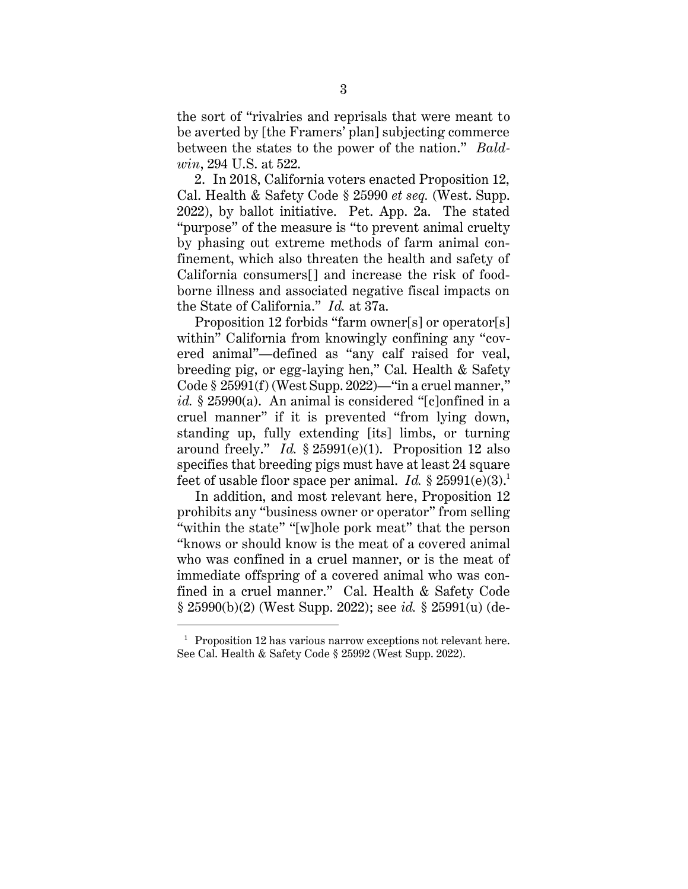the sort of "rivalries and reprisals that were meant to be averted by [the Framers' plan] subjecting commerce between the states to the power of the nation." *Baldwin*, 294 U.S. at 522.

2. In 2018, California voters enacted Proposition 12, Cal. Health & Safety Code § 25990 *et seq.* (West. Supp. 2022), by ballot initiative. Pet. App. 2a. The stated "purpose" of the measure is "to prevent animal cruelty by phasing out extreme methods of farm animal confinement, which also threaten the health and safety of California consumers[] and increase the risk of foodborne illness and associated negative fiscal impacts on the State of California." *Id.* at 37a.

Proposition 12 forbids "farm owner[s] or operator[s] within" California from knowingly confining any "covered animal"—defined as "any calf raised for veal, breeding pig, or egg-laying hen," Cal. Health & Safety Code § 25991(f) (West Supp. 2022)—"in a cruel manner," *id.* § 25990(a). An animal is considered "[c]onfined in a cruel manner" if it is prevented "from lying down, standing up, fully extending [its] limbs, or turning around freely." *Id.* § 25991(e)(1). Proposition 12 also specifies that breeding pigs must have at least 24 square feet of usable floor space per animal. *Id.* § 25991(e)(3).[1]

In addition, and most relevant here, Proposition 12 prohibits any "business owner or operator" from selling "within the state" "[w]hole pork meat" that the person "knows or should know is the meat of a covered animal who was confined in a cruel manner, or is the meat of immediate offspring of a covered animal who was confined in a cruel manner." Cal. Health & Safety Code § 25990(b)(2) (West Supp. 2022); see *id.* § 25991(u) (de-

[1] Proposition 12 has various narrow exceptions not relevant here. See Cal. Health & Safety Code § 25992 (West Supp. 2022).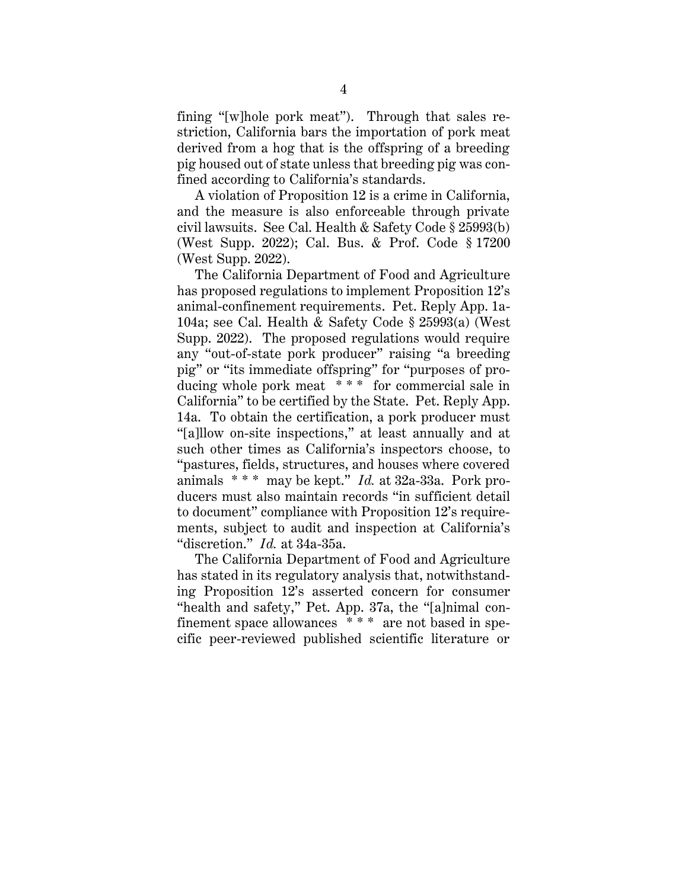fining "[w]hole pork meat"). Through that sales restriction, California bars the importation of pork meat derived from a hog that is the offspring of a breeding pig housed out of state unless that breeding pig was confined according to California's standards.

A violation of Proposition 12 is a crime in California, and the measure is also enforceable through private civil lawsuits. See Cal. Health & Safety Code § 25993(b) (West Supp. 2022); Cal. Bus. & Prof. Code § 17200 (West Supp. 2022).

The California Department of Food and Agriculture has proposed regulations to implement Proposition 12's animal-confinement requirements. Pet. Reply App. 1a-104a; see Cal. Health & Safety Code § 25993(a) (West Supp. 2022). The proposed regulations would require any "out-of-state pork producer" raising "a breeding pig" or "its immediate offspring" for "purposes of producing whole pork meat * * * for commercial sale in California" to be certified by the State. Pet. Reply App. 14a. To obtain the certification, a pork producer must "[a]llow on-site inspections," at least annually and at such other times as California's inspectors choose, to "pastures, fields, structures, and houses where covered animals * * * may be kept." *Id.* at 32a-33a. Pork producers must also maintain records "in sufficient detail to document" compliance with Proposition 12's requirements, subject to audit and inspection at California's "discretion." *Id.* at 34a-35a.

The California Department of Food and Agriculture has stated in its regulatory analysis that, notwithstanding Proposition 12's asserted concern for consumer "health and safety," Pet. App. 37a, the "[a]nimal confinement space allowances * * * are not based in specific peer-reviewed published scientific literature or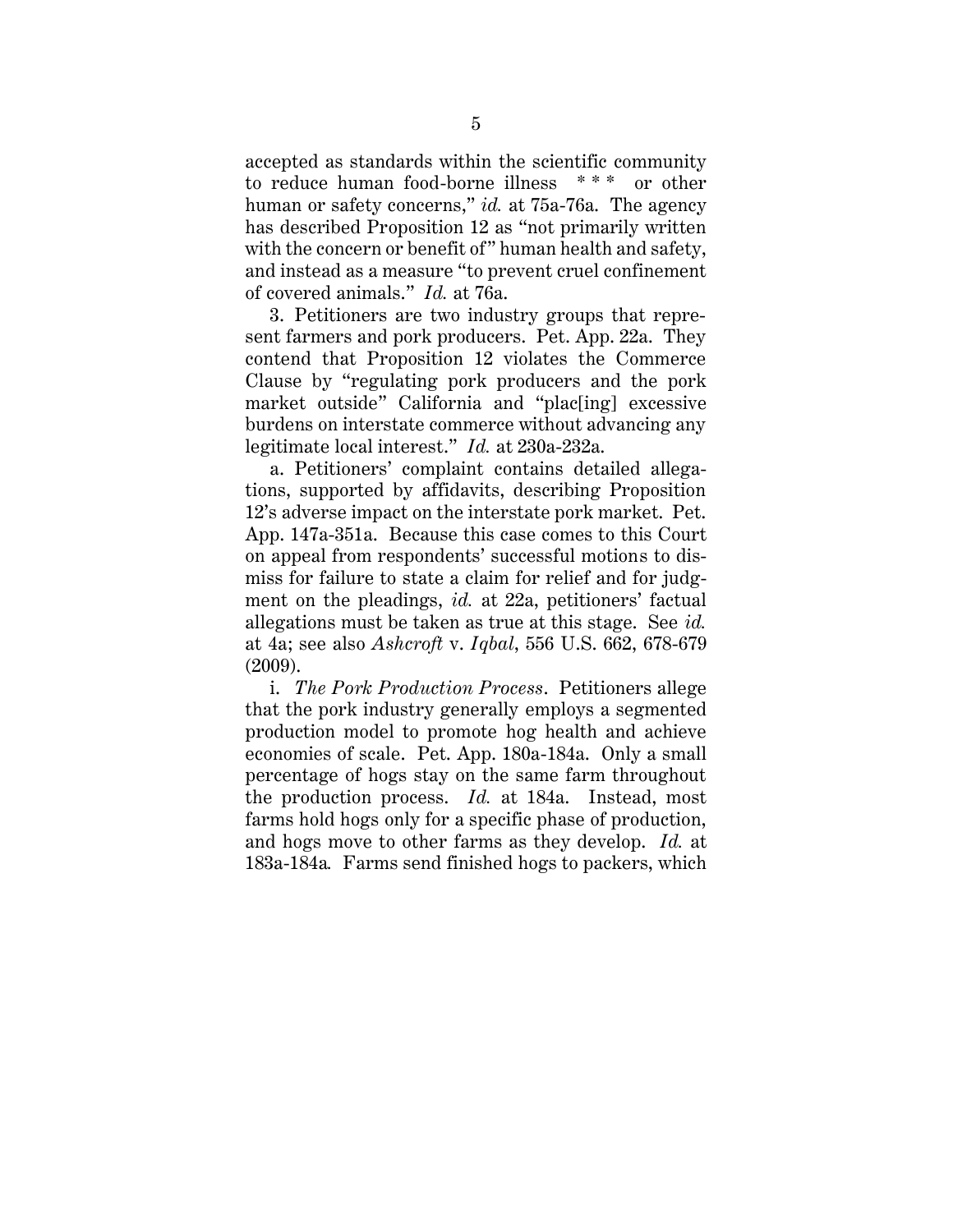accepted as standards within the scientific community to reduce human food-borne illness * * * or other human or safety concerns," *id.* at 75a-76a. The agency has described Proposition 12 as "not primarily written with the concern or benefit of" human health and safety, and instead as a measure "to prevent cruel confinement of covered animals." *Id.* at 76a.

3. Petitioners are two industry groups that represent farmers and pork producers. Pet. App. 22a. They contend that Proposition 12 violates the Commerce Clause by "regulating pork producers and the pork market outside" California and "plac[ing] excessive burdens on interstate commerce without advancing any legitimate local interest." *Id.* at 230a-232a.

a. Petitioners' complaint contains detailed allegations, supported by affidavits, describing Proposition 12's adverse impact on the interstate pork market. Pet. App. 147a-351a. Because this case comes to this Court on appeal from respondents' successful motions to dismiss for failure to state a claim for relief and for judgment on the pleadings, *id.* at 22a, petitioners' factual allegations must be taken as true at this stage. See *id.* at 4a; see also *Ashcroft* v. *Iqbal*, 556 U.S. 662, 678-679 (2009).

i. *The Pork Production Process*. Petitioners allege that the pork industry generally employs a segmented production model to promote hog health and achieve economies of scale. Pet. App. 180a-184a. Only a small percentage of hogs stay on the same farm throughout the production process. *Id.* at 184a. Instead, most farms hold hogs only for a specific phase of production, and hogs move to other farms as they develop. *Id.* at 183a-184a. Farms send finished hogs to packers, which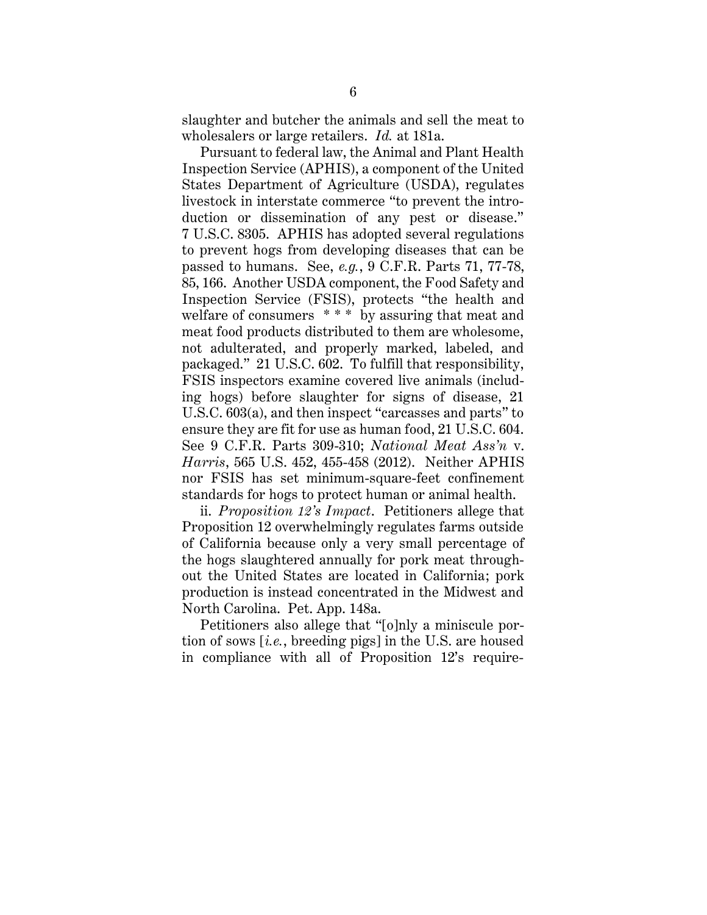slaughter and butcher the animals and sell the meat to wholesalers or large retailers. *Id.* at 181a.

Pursuant to federal law, the Animal and Plant Health Inspection Service (APHIS), a component of the United States Department of Agriculture (USDA), regulates livestock in interstate commerce "to prevent the introduction or dissemination of any pest or disease." 7 U.S.C. 8305. APHIS has adopted several regulations to prevent hogs from developing diseases that can be passed to humans. See, *e.g.*, 9 C.F.R. Parts 71, 77-78, 85, 166. Another USDA component, the Food Safety and Inspection Service (FSIS), protects "the health and welfare of consumers * * * by assuring that meat and meat food products distributed to them are wholesome, not adulterated, and properly marked, labeled, and packaged." 21 U.S.C. 602. To fulfill that responsibility, FSIS inspectors examine covered live animals (including hogs) before slaughter for signs of disease, 21 U.S.C. 603(a), and then inspect "carcasses and parts" to ensure they are fit for use as human food, 21 U.S.C. 604. See 9 C.F.R. Parts 309-310; *National Meat Ass'n* v. *Harris*, 565 U.S. 452, 455-458 (2012). Neither APHIS nor FSIS has set minimum-square-feet confinement standards for hogs to protect human or animal health.

ii. *Proposition 12's Impact*. Petitioners allege that Proposition 12 overwhelmingly regulates farms outside of California because only a very small percentage of the hogs slaughtered annually for pork meat throughout the United States are located in California; pork production is instead concentrated in the Midwest and North Carolina. Pet. App. 148a.

Petitioners also allege that "[o]nly a miniscule portion of sows [*i.e.*, breeding pigs] in the U.S. are housed in compliance with all of Proposition 12's require-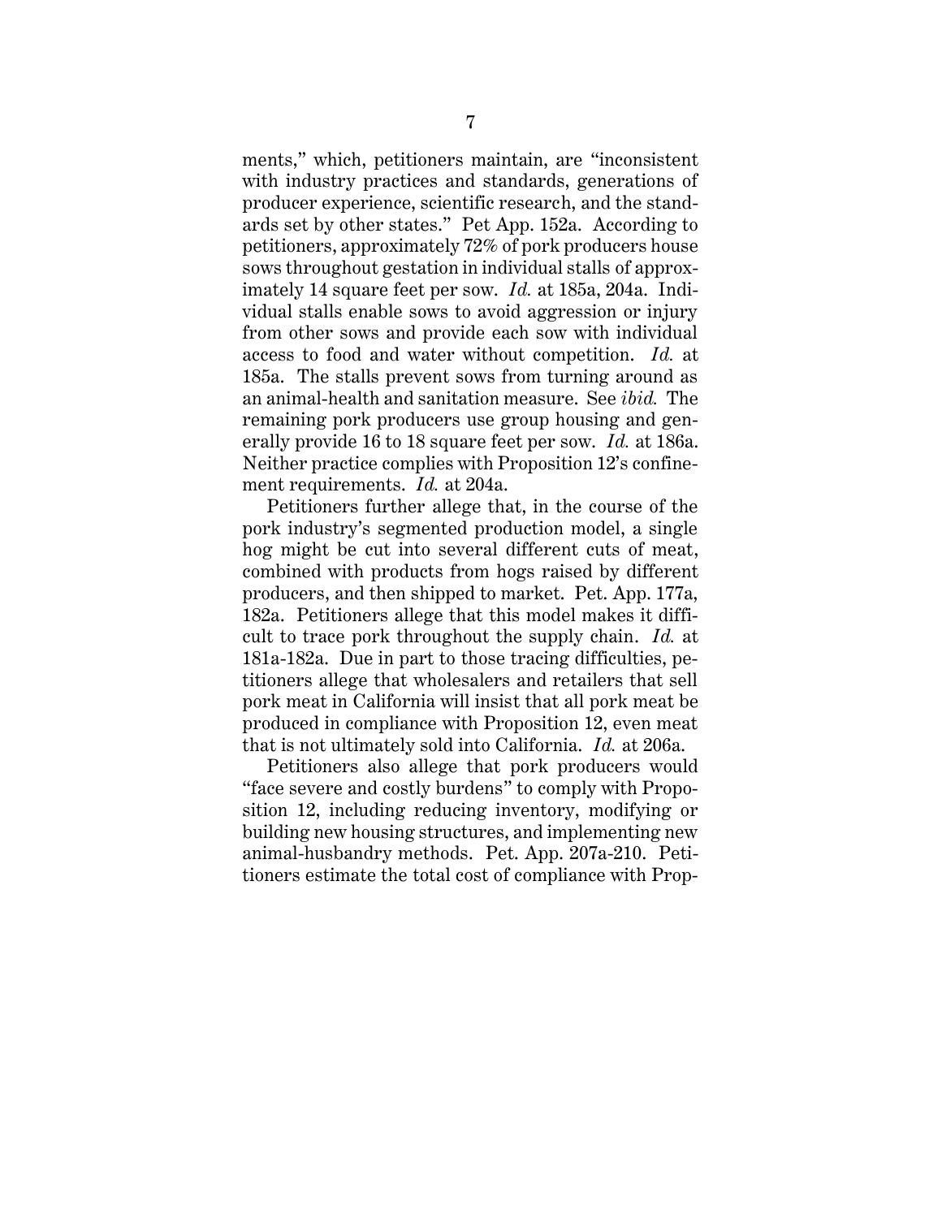ments," which, petitioners maintain, are "inconsistent with industry practices and standards, generations of producer experience, scientific research, and the standards set by other states." Pet App. 152a. According to petitioners, approximately 72% of pork producers house sows throughout gestation in individual stalls of approximately 14 square feet per sow. *Id.* at 185a, 204a. Individual stalls enable sows to avoid aggression or injury from other sows and provide each sow with individual access to food and water without competition. *Id.* at 185a. The stalls prevent sows from turning around as an animal-health and sanitation measure. See *ibid.* The remaining pork producers use group housing and generally provide 16 to 18 square feet per sow. *Id.* at 186a. Neither practice complies with Proposition 12's confinement requirements. *Id.* at 204a.

Petitioners further allege that, in the course of the pork industry's segmented production model, a single hog might be cut into several different cuts of meat, combined with products from hogs raised by different producers, and then shipped to market. Pet. App. 177a, 182a. Petitioners allege that this model makes it difficult to trace pork throughout the supply chain. *Id.* at 181a-182a. Due in part to those tracing difficulties, petitioners allege that wholesalers and retailers that sell pork meat in California will insist that all pork meat be produced in compliance with Proposition 12, even meat that is not ultimately sold into California. *Id.* at 206a.

Petitioners also allege that pork producers would "face severe and costly burdens" to comply with Proposition 12, including reducing inventory, modifying or building new housing structures, and implementing new animal-husbandry methods. Pet. App. 207a-210. Petitioners estimate the total cost of compliance with Prop-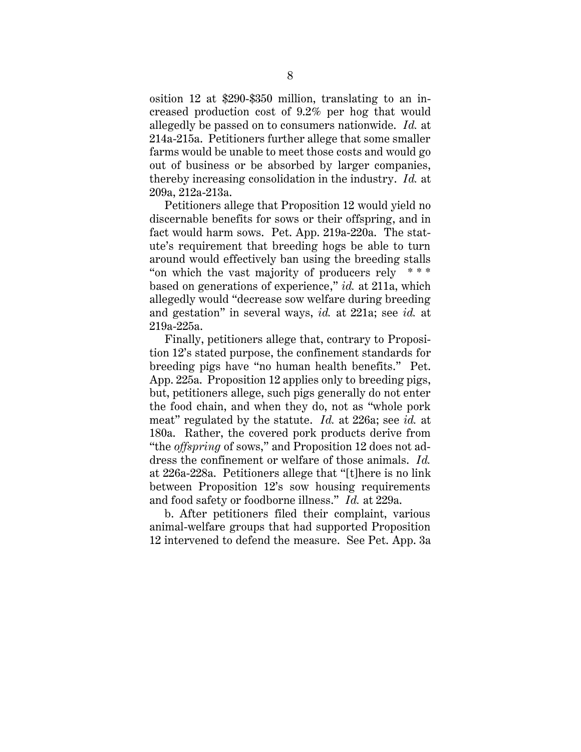osition 12 at $290-$350 million, translating to an increased production cost of 9.2% per hog that would allegedly be passed on to consumers nationwide. *Id.* at 214a-215a. Petitioners further allege that some smaller farms would be unable to meet those costs and would go out of business or be absorbed by larger companies, thereby increasing consolidation in the industry. *Id.* at 209a, 212a-213a.

Petitioners allege that Proposition 12 would yield no discernable benefits for sows or their offspring, and in fact would harm sows. Pet. App. 219a-220a. The statute's requirement that breeding hogs be able to turn around would effectively ban using the breeding stalls "on which the vast majority of producers rely * * * based on generations of experience," *id.* at 211a, which allegedly would "decrease sow welfare during breeding and gestation" in several ways, *id.* at 221a; see *id.* at 219a-225a.

Finally, petitioners allege that, contrary to Proposition 12's stated purpose, the confinement standards for breeding pigs have "no human health benefits." Pet. App. 225a. Proposition 12 applies only to breeding pigs, but, petitioners allege, such pigs generally do not enter the food chain, and when they do, not as "whole pork meat" regulated by the statute. *Id.* at 226a; see *id.* at 180a. Rather, the covered pork products derive from "the *offspring* of sows," and Proposition 12 does not address the confinement or welfare of those animals. *Id.* at 226a-228a. Petitioners allege that "[t]here is no link between Proposition 12's sow housing requirements and food safety or foodborne illness." *Id.* at 229a.

b. After petitioners filed their complaint, various animal-welfare groups that had supported Proposition 12 intervened to defend the measure. See Pet. App. 3a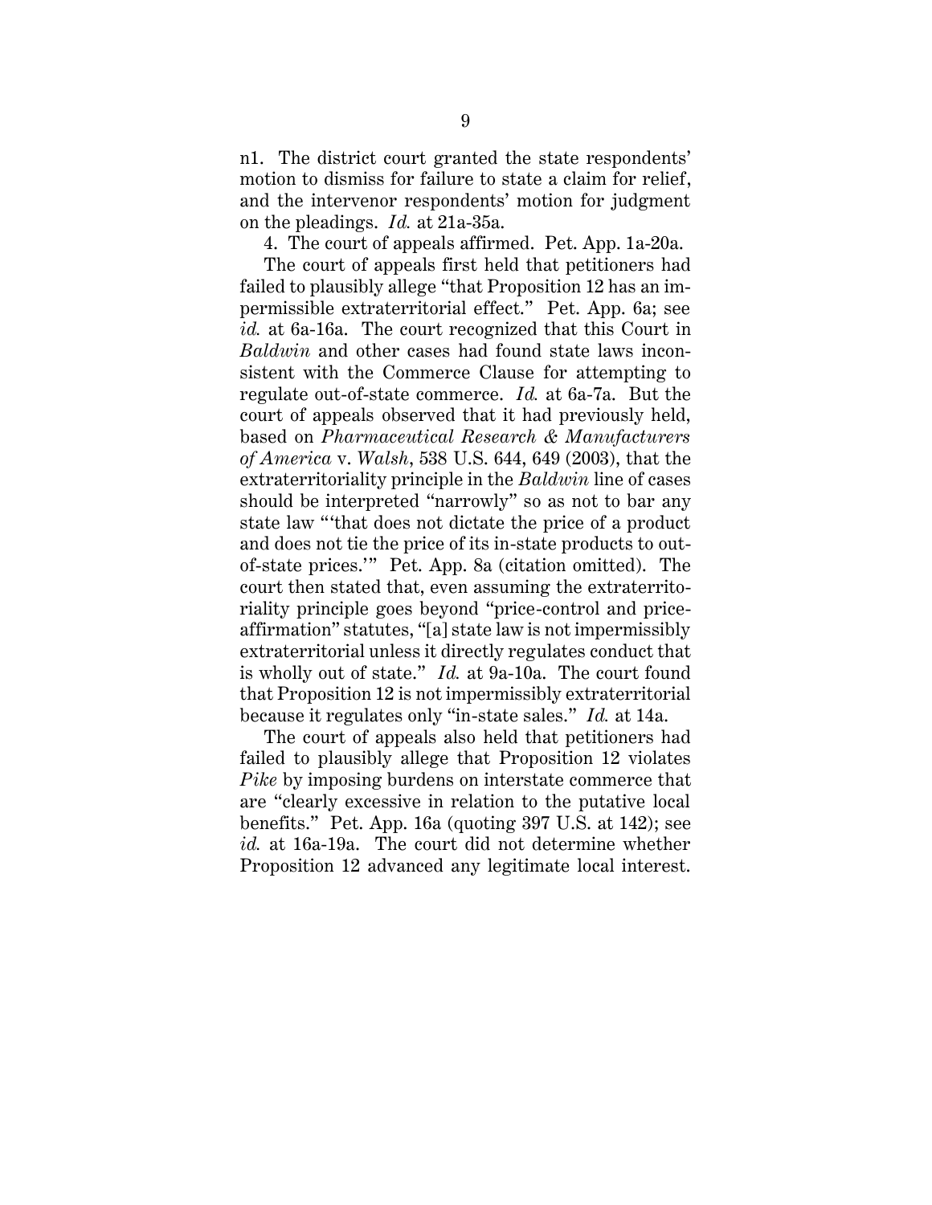n1. The district court granted the state respondents' motion to dismiss for failure to state a claim for relief, and the intervenor respondents' motion for judgment on the pleadings. *Id.* at 21a-35a.

4. The court of appeals affirmed. Pet. App. 1a-20a.

The court of appeals first held that petitioners had failed to plausibly allege "that Proposition 12 has an impermissible extraterritorial effect." Pet. App. 6a; see *id.* at 6a-16a. The court recognized that this Court in *Baldwin* and other cases had found state laws inconsistent with the Commerce Clause for attempting to regulate out-of-state commerce. *Id.* at 6a-7a. But the court of appeals observed that it had previously held, based on *Pharmaceutical Research & Manufacturers of America* v. *Walsh*, 538 U.S. 644, 649 (2003), that the extraterritoriality principle in the *Baldwin* line of cases should be interpreted "narrowly" so as not to bar any state law "'that does not dictate the price of a product and does not tie the price of its in-state products to out-of-state prices.'" Pet. App. 8a (citation omitted). The court then stated that, even assuming the extraterritoriality principle goes beyond "price-control and price-affirmation" statutes, "[a] state law is not impermissibly extraterritorial unless it directly regulates conduct that is wholly out of state." *Id.* at 9a-10a. The court found that Proposition 12 is not impermissibly extraterritorial because it regulates only "in-state sales." *Id.* at 14a.

The court of appeals also held that petitioners had failed to plausibly allege that Proposition 12 violates *Pike* by imposing burdens on interstate commerce that are "clearly excessive in relation to the putative local benefits." Pet. App. 16a (quoting 397 U.S. at 142); see *id.* at 16a-19a. The court did not determine whether Proposition 12 advanced any legitimate local interest.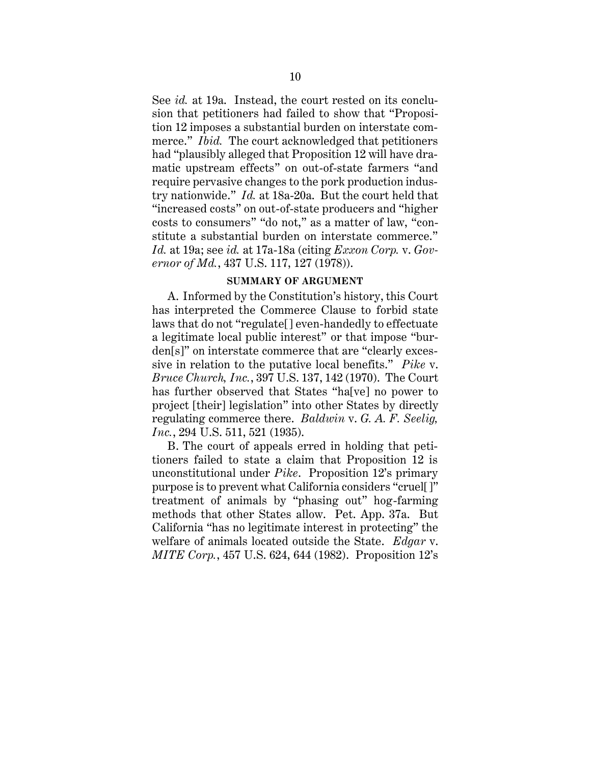See *id.* at 19a. Instead, the court rested on its conclusion that petitioners had failed to show that "Proposition 12 imposes a substantial burden on interstate commerce." *Ibid.* The court acknowledged that petitioners had "plausibly alleged that Proposition 12 will have dramatic upstream effects" on out-of-state farmers "and require pervasive changes to the pork production industry nationwide." *Id.* at 18a-20a. But the court held that "increased costs" on out-of-state producers and "higher costs to consumers" "do not," as a matter of law, "constitute a substantial burden on interstate commerce." *Id.* at 19a; see *id.* at 17a-18a (citing *Exxon Corp.* v. *Governor of Md.*, 437 U.S. 117, 127 (1978)).

## SUMMARY OF ARGUMENT

A. Informed by the Constitution's history, this Court has interpreted the Commerce Clause to forbid state laws that do not "regulate[ ] even-handedly to effectuate a legitimate local public interest" or that impose "burden[s]" on interstate commerce that are "clearly excessive in relation to the putative local benefits." *Pike* v. *Bruce Church, Inc.*, 397 U.S. 137, 142 (1970). The Court has further observed that States "ha[ve] no power to project [their] legislation" into other States by directly regulating commerce there. *Baldwin* v. *G. A. F. Seelig, Inc.*, 294 U.S. 511, 521 (1935).

B. The court of appeals erred in holding that petitioners failed to state a claim that Proposition 12 is unconstitutional under *Pike*. Proposition 12's primary purpose is to prevent what California considers "cruel[ ]" treatment of animals by "phasing out" hog-farming methods that other States allow. Pet. App. 37a. But California "has no legitimate interest in protecting" the welfare of animals located outside the State. *Edgar* v. *MITE Corp.*, 457 U.S. 624, 644 (1982). Proposition 12's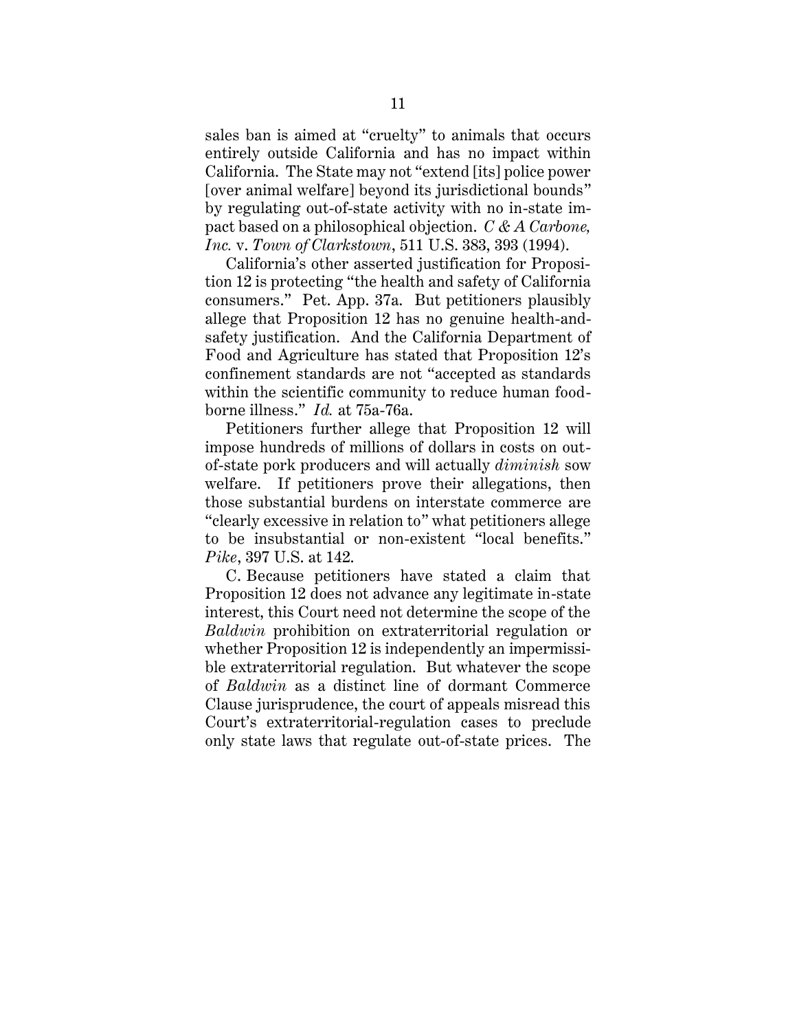sales ban is aimed at "cruelty" to animals that occurs entirely outside California and has no impact within California. The State may not "extend [its] police power [over animal welfare] beyond its jurisdictional bounds" by regulating out-of-state activity with no in-state impact based on a philosophical objection. *C & A Carbone, Inc.* v. *Town of Clarkstown*, 511 U.S. 383, 393 (1994).

California's other asserted justification for Proposition 12 is protecting "the health and safety of California consumers." Pet. App. 37a. But petitioners plausibly allege that Proposition 12 has no genuine health-and-safety justification. And the California Department of Food and Agriculture has stated that Proposition 12's confinement standards are not "accepted as standards within the scientific community to reduce human food-borne illness." *Id.* at 75a-76a.

Petitioners further allege that Proposition 12 will impose hundreds of millions of dollars in costs on out-of-state pork producers and will actually *diminish* sow welfare. If petitioners prove their allegations, then those substantial burdens on interstate commerce are "clearly excessive in relation to" what petitioners allege to be insubstantial or non-existent "local benefits." *Pike*, 397 U.S. at 142.

C. Because petitioners have stated a claim that Proposition 12 does not advance any legitimate in-state interest, this Court need not determine the scope of the *Baldwin* prohibition on extraterritorial regulation or whether Proposition 12 is independently an impermissible extraterritorial regulation. But whatever the scope of *Baldwin* as a distinct line of dormant Commerce Clause jurisprudence, the court of appeals misread this Court's extraterritorial-regulation cases to preclude only state laws that regulate out-of-state prices. The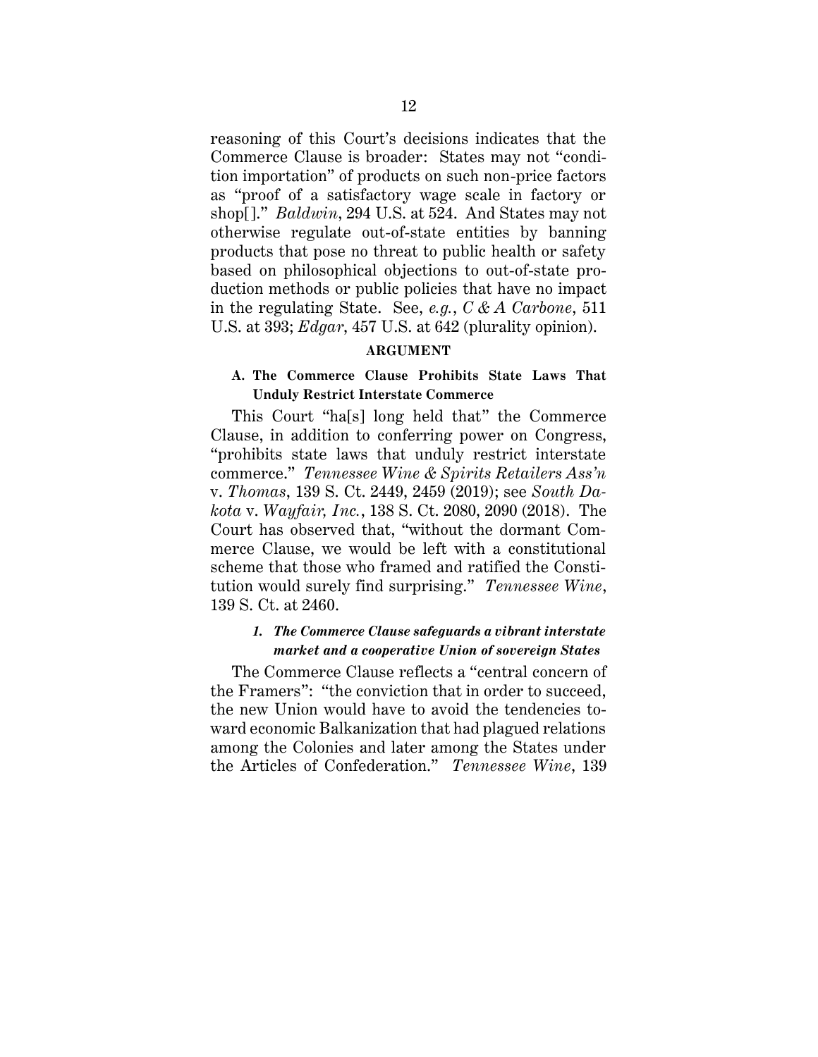reasoning of this Court's decisions indicates that the Commerce Clause is broader: States may not "condition importation" of products on such non-price factors as "proof of a satisfactory wage scale in factory or shop[ ]." *Baldwin*, 294 U.S. at 524. And States may not otherwise regulate out-of-state entities by banning products that pose no threat to public health or safety based on philosophical objections to out-of-state production methods or public policies that have no impact in the regulating State. See, *e.g.*, *C & A Carbone*, 511 U.S. at 393; *Edgar*, 457 U.S. at 642 (plurality opinion).

## ARGUMENT

### A. The Commerce Clause Prohibits State Laws That Unduly Restrict Interstate Commerce

This Court "ha[s] long held that" the Commerce Clause, in addition to conferring power on Congress, "prohibits state laws that unduly restrict interstate commerce." *Tennessee Wine & Spirits Retailers Ass'n* v. *Thomas*, 139 S. Ct. 2449, 2459 (2019); see *South Dakota* v. *Wayfair, Inc.*, 138 S. Ct. 2080, 2090 (2018). The Court has observed that, "without the dormant Commerce Clause, we would be left with a constitutional scheme that those who framed and ratified the Constitution would surely find surprising." *Tennessee Wine*, 139 S. Ct. at 2460.

#### *1. The Commerce Clause safeguards a vibrant interstate market and a cooperative Union of sovereign States*

The Commerce Clause reflects a "central concern of the Framers": "the conviction that in order to succeed, the new Union would have to avoid the tendencies toward economic Balkanization that had plagued relations among the Colonies and later among the States under the Articles of Confederation." *Tennessee Wine*, 139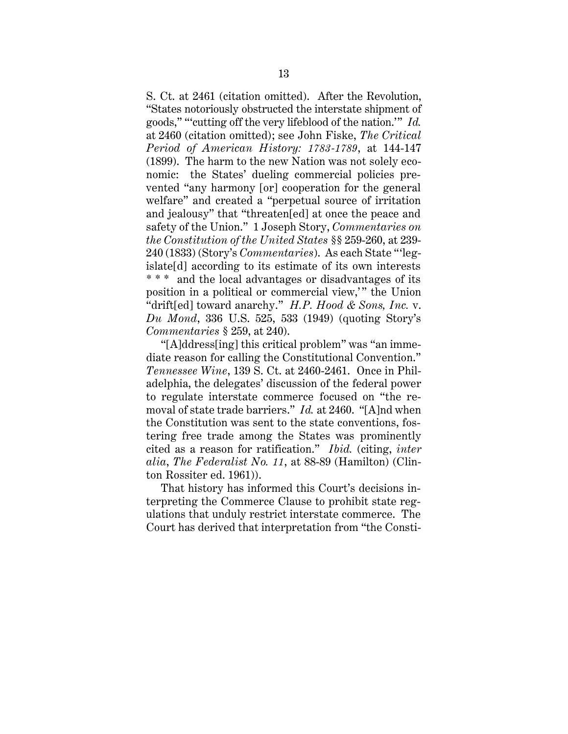S. Ct. at 2461 (citation omitted). After the Revolution, "States notoriously obstructed the interstate shipment of goods," "'cutting off the very lifeblood of the nation.'" *Id.* at 2460 (citation omitted); see John Fiske, *The Critical Period of American History: 1783-1789*, at 144-147 (1899). The harm to the new Nation was not solely economic: the States' dueling commercial policies prevented "any harmony [or] cooperation for the general welfare" and created a "perpetual source of irritation and jealousy" that "threaten[ed] at once the peace and safety of the Union." 1 Joseph Story, *Commentaries on the Constitution of the United States* §§ 259-260, at 239-240 (1833) (Story's *Commentaries*). As each State "'legislate[d] according to its estimate of its own interests * * * and the local advantages or disadvantages of its position in a political or commercial view,'" the Union "drift[ed] toward anarchy." *H.P. Hood & Sons, Inc.* v. *Du Mond*, 336 U.S. 525, 533 (1949) (quoting Story's *Commentaries* § 259, at 240).

"[A]ddress[ing] this critical problem" was "an immediate reason for calling the Constitutional Convention." *Tennessee Wine*, 139 S. Ct. at 2460-2461. Once in Philadelphia, the delegates' discussion of the federal power to regulate interstate commerce focused on "the removal of state trade barriers." *Id.* at 2460. "[A]nd when the Constitution was sent to the state conventions, fostering free trade among the States was prominently cited as a reason for ratification." *Ibid.* (citing, *inter alia*, *The Federalist No. 11*, at 88-89 (Hamilton) (Clinton Rossiter ed. 1961)).

That history has informed this Court's decisions interpreting the Commerce Clause to prohibit state regulations that unduly restrict interstate commerce. The Court has derived that interpretation from "the Consti-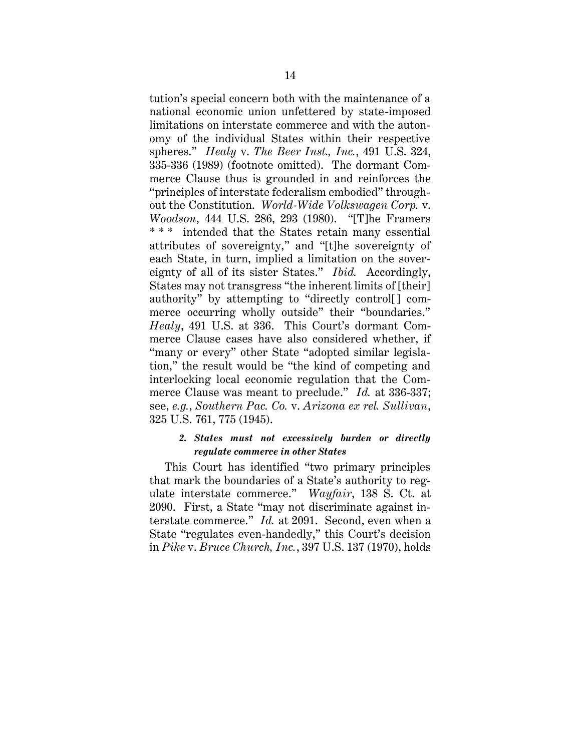tution's special concern both with the maintenance of a national economic union unfettered by state-imposed limitations on interstate commerce and with the autonomy of the individual States within their respective spheres." *Healy* v. *The Beer Inst., Inc.*, 491 U.S. 324, 335-336 (1989) (footnote omitted). The dormant Commerce Clause thus is grounded in and reinforces the "principles of interstate federalism embodied" throughout the Constitution. *World-Wide Volkswagen Corp.* v. *Woodson*, 444 U.S. 286, 293 (1980). "[T]he Framers * * * intended that the States retain many essential attributes of sovereignty," and "[t]he sovereignty of each State, in turn, implied a limitation on the sovereignty of all of its sister States." *Ibid.* Accordingly, States may not transgress "the inherent limits of [their] authority" by attempting to "directly control[ ] commerce occurring wholly outside" their "boundaries." *Healy*, 491 U.S. at 336. This Court's dormant Commerce Clause cases have also considered whether, if "many or every" other State "adopted similar legislation," the result would be "the kind of competing and interlocking local economic regulation that the Commerce Clause was meant to preclude." *Id.* at 336-337; see, *e.g.*, *Southern Pac. Co.* v. *Arizona ex rel. Sullivan*, 325 U.S. 761, 775 (1945).

#### *2. States must not excessively burden or directly regulate commerce in other States*

This Court has identified "two primary principles that mark the boundaries of a State's authority to regulate interstate commerce." *Wayfair*, 138 S. Ct. at 2090. First, a State "may not discriminate against interstate commerce." *Id.* at 2091. Second, even when a State "regulates even-handedly," this Court's decision in *Pike* v. *Bruce Church, Inc.*, 397 U.S. 137 (1970), holds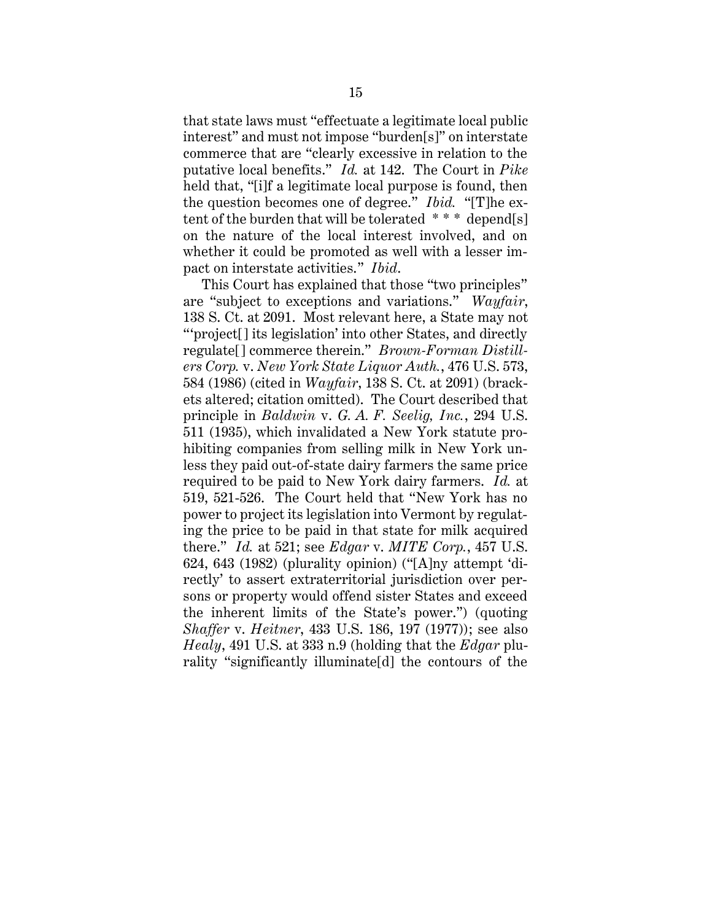that state laws must "effectuate a legitimate local public interest" and must not impose "burden[s]" on interstate commerce that are "clearly excessive in relation to the putative local benefits." *Id.* at 142. The Court in *Pike* held that, "[i]f a legitimate local purpose is found, then the question becomes one of degree." *Ibid.* "[T]he extent of the burden that will be tolerated * * * depend[s] on the nature of the local interest involved, and on whether it could be promoted as well with a lesser impact on interstate activities." *Ibid.*

This Court has explained that those "two principles" are "subject to exceptions and variations." *Wayfair*, 138 S. Ct. at 2091. Most relevant here, a State may not "'project[] its legislation' into other States, and directly regulate[] commerce therein." *Brown-Forman Distillers Corp.* v. *New York State Liquor Auth.*, 476 U.S. 573, 584 (1986) (cited in *Wayfair*, 138 S. Ct. at 2091) (brackets altered; citation omitted). The Court described that principle in *Baldwin* v. *G. A. F. Seelig, Inc.*, 294 U.S. 511 (1935), which invalidated a New York statute prohibiting companies from selling milk in New York unless they paid out-of-state dairy farmers the same price required to be paid to New York dairy farmers. *Id.* at 519, 521-526. The Court held that "New York has no power to project its legislation into Vermont by regulating the price to be paid in that state for milk acquired there." *Id.* at 521; see *Edgar* v. *MITE Corp.*, 457 U.S. 624, 643 (1982) (plurality opinion) ("[A]ny attempt 'directly' to assert extraterritorial jurisdiction over persons or property would offend sister States and exceed the inherent limits of the State's power.") (quoting *Shaffer* v. *Heitner*, 433 U.S. 186, 197 (1977)); see also *Healy*, 491 U.S. at 333 n.9 (holding that the *Edgar* plurality "significantly illuminate[d] the contours of the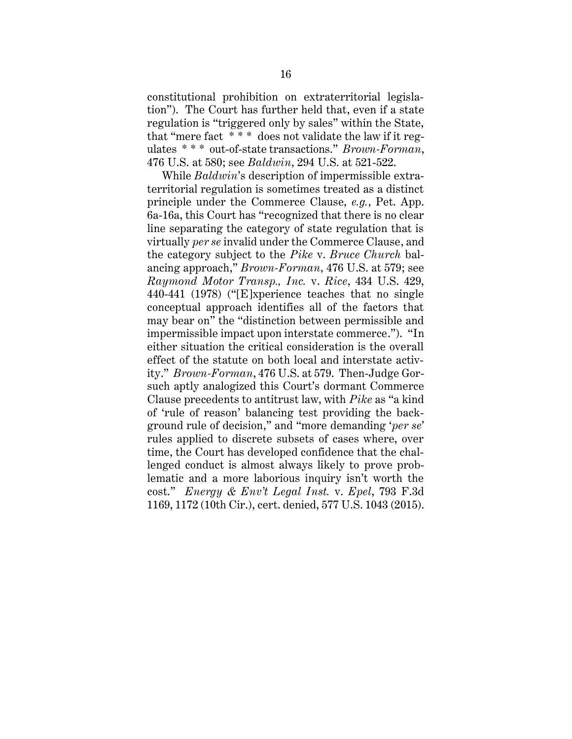constitutional prohibition on extraterritorial legislation"). The Court has further held that, even if a state regulation is "triggered only by sales" within the State, that "mere fact * * * does not validate the law if it regulates * * * out-of-state transactions." *Brown-Forman*, 476 U.S. at 580; see *Baldwin*, 294 U.S. at 521-522.

While *Baldwin*'s description of impermissible extraterritorial regulation is sometimes treated as a distinct principle under the Commerce Clause, *e.g.*, Pet. App. 6a-16a, this Court has "recognized that there is no clear line separating the category of state regulation that is virtually *per se* invalid under the Commerce Clause, and the category subject to the *Pike* v. *Bruce Church* balancing approach," *Brown-Forman*, 476 U.S. at 579; see *Raymond Motor Transp., Inc.* v. *Rice*, 434 U.S. 429, 440-441 (1978) ("[E]xperience teaches that no single conceptual approach identifies all of the factors that may bear on" the "distinction between permissible and impermissible impact upon interstate commerce."). "In either situation the critical consideration is the overall effect of the statute on both local and interstate activity." *Brown-Forman*, 476 U.S. at 579. Then-Judge Gorsuch aptly analogized this Court's dormant Commerce Clause precedents to antitrust law, with *Pike* as "a kind of 'rule of reason' balancing test providing the background rule of decision," and "more demanding '*per se*' rules applied to discrete subsets of cases where, over time, the Court has developed confidence that the challenged conduct is almost always likely to prove problematic and a more laborious inquiry isn't worth the cost." *Energy & Env't Legal Inst.* v. *Epel*, 793 F.3d 1169, 1172 (10th Cir.), cert. denied, 577 U.S. 1043 (2015).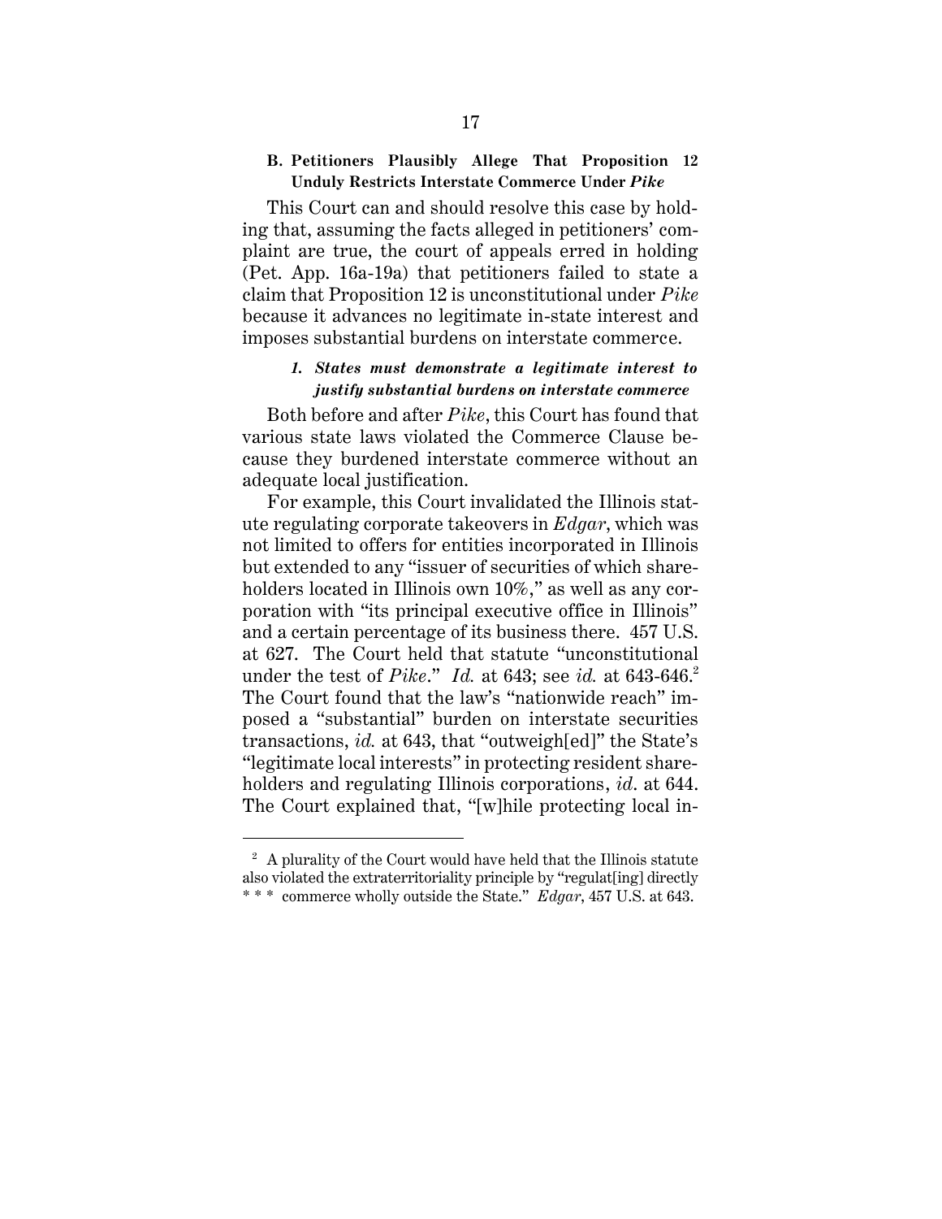### B. Petitioners Plausibly Allege That Proposition 12 Unduly Restricts Interstate Commerce Under *Pike*

This Court can and should resolve this case by holding that, assuming the facts alleged in petitioners' complaint are true, the court of appeals erred in holding (Pet. App. 16a-19a) that petitioners failed to state a claim that Proposition 12 is unconstitutional under *Pike* because it advances no legitimate in-state interest and imposes substantial burdens on interstate commerce.

#### *1. States must demonstrate a legitimate interest to justify substantial burdens on interstate commerce*

Both before and after *Pike*, this Court has found that various state laws violated the Commerce Clause because they burdened interstate commerce without an adequate local justification.

For example, this Court invalidated the Illinois statute regulating corporate takeovers in *Edgar*, which was not limited to offers for entities incorporated in Illinois but extended to any "issuer of securities of which shareholders located in Illinois own 10%," as well as any corporation with "its principal executive office in Illinois" and a certain percentage of its business there. 457 U.S. at 627. The Court held that statute "unconstitutional under the test of *Pike*." *Id.* at 643; see *id.* at 643-646.[2] The Court found that the law's "nationwide reach" imposed a "substantial" burden on interstate securities transactions, *id.* at 643, that "outweigh[ed]" the State's "legitimate local interests" in protecting resident shareholders and regulating Illinois corporations, *id*. at 644. The Court explained that, "[w]hile protecting local in-

---

[2] A plurality of the Court would have held that the Illinois statute also violated the extraterritoriality principle by "regulat[ing] directly * * * commerce wholly outside the State." *Edgar*, 457 U.S. at 643.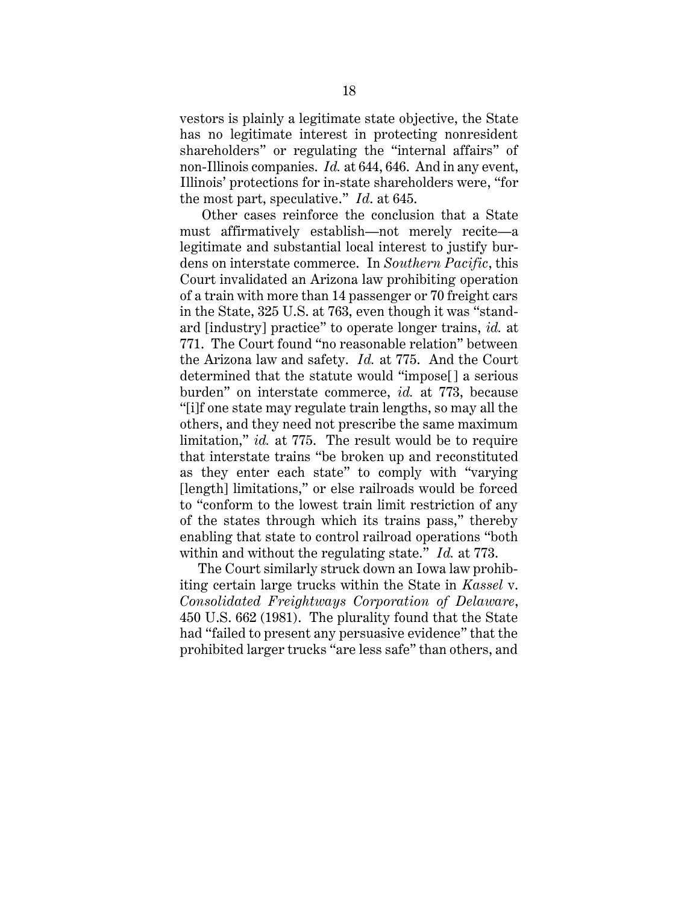vestors is plainly a legitimate state objective, the State has no legitimate interest in protecting nonresident shareholders" or regulating the "internal affairs" of non-Illinois companies. *Id.* at 644, 646. And in any event, Illinois' protections for in-state shareholders were, "for the most part, speculative." *Id.* at 645.

Other cases reinforce the conclusion that a State must affirmatively establish—not merely recite—a legitimate and substantial local interest to justify burdens on interstate commerce. In *Southern Pacific*, this Court invalidated an Arizona law prohibiting operation of a train with more than 14 passenger or 70 freight cars in the State, 325 U.S. at 763, even though it was "standard [industry] practice" to operate longer trains, *id.* at 771. The Court found "no reasonable relation" between the Arizona law and safety. *Id.* at 775. And the Court determined that the statute would "impose[] a serious burden" on interstate commerce, *id.* at 773, because "[i]f one state may regulate train lengths, so may all the others, and they need not prescribe the same maximum limitation," *id.* at 775. The result would be to require that interstate trains "be broken up and reconstituted as they enter each state" to comply with "varying [length] limitations," or else railroads would be forced to "conform to the lowest train limit restriction of any of the states through which its trains pass," thereby enabling that state to control railroad operations "both within and without the regulating state." *Id.* at 773.

The Court similarly struck down an Iowa law prohibiting certain large trucks within the State in *Kassel* v. *Consolidated Freightways Corporation of Delaware*, 450 U.S. 662 (1981). The plurality found that the State had "failed to present any persuasive evidence" that the prohibited larger trucks "are less safe" than others, and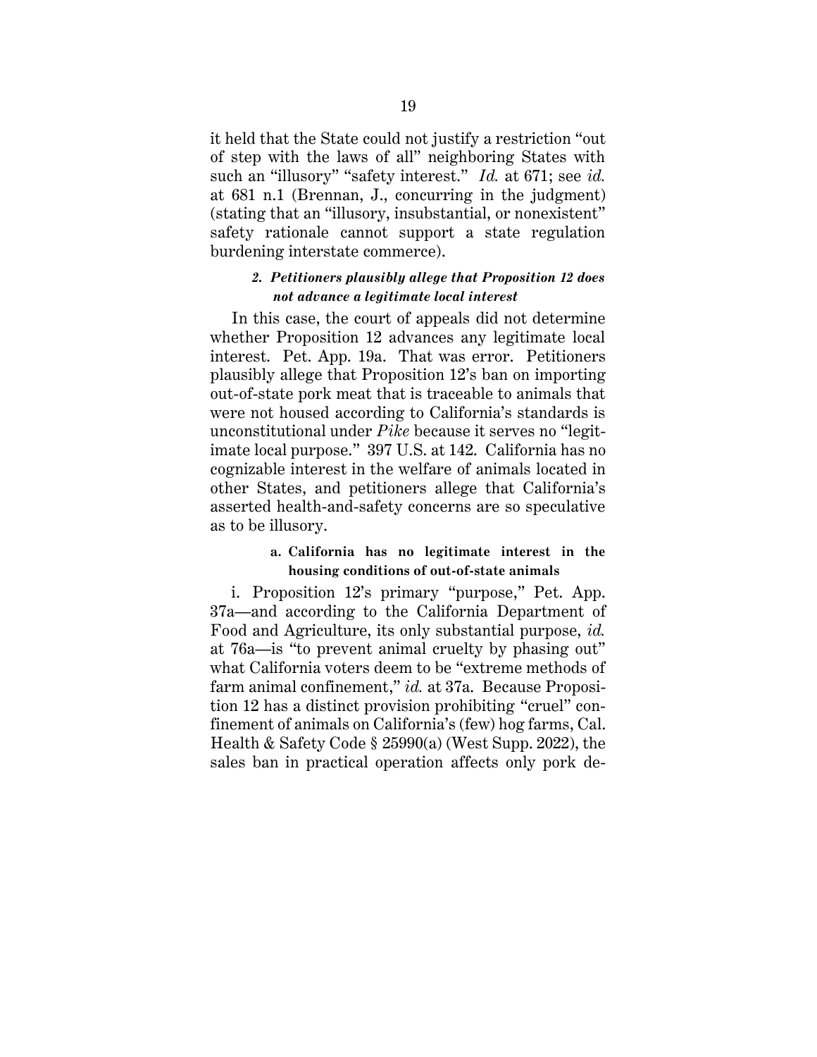it held that the State could not justify a restriction "out of step with the laws of all" neighboring States with such an "illusory" "safety interest." *Id.* at 671; see *id.* at 681 n.1 (Brennan, J., concurring in the judgment) (stating that an "illusory, insubstantial, or nonexistent" safety rationale cannot support a state regulation burdening interstate commerce).

### *2. Petitioners plausibly allege that Proposition 12 does not advance a legitimate local interest*

In this case, the court of appeals did not determine whether Proposition 12 advances any legitimate local interest. Pet. App. 19a. That was error. Petitioners plausibly allege that Proposition 12's ban on importing out-of-state pork meat that is traceable to animals that were not housed according to California's standards is unconstitutional under *Pike* because it serves no "legitimate local purpose." 397 U.S. at 142. California has no cognizable interest in the welfare of animals located in other States, and petitioners allege that California's asserted health-and-safety concerns are so speculative as to be illusory.

#### **a. California has no legitimate interest in the housing conditions of out-of-state animals**

i. Proposition 12's primary "purpose," Pet. App. 37a—and according to the California Department of Food and Agriculture, its only substantial purpose, *id.* at 76a—is "to prevent animal cruelty by phasing out" what California voters deem to be "extreme methods of farm animal confinement," *id.* at 37a. Because Proposition 12 has a distinct provision prohibiting "cruel" confinement of animals on California's (few) hog farms, Cal. Health & Safety Code § 25990(a) (West Supp. 2022), the sales ban in practical operation affects only pork de-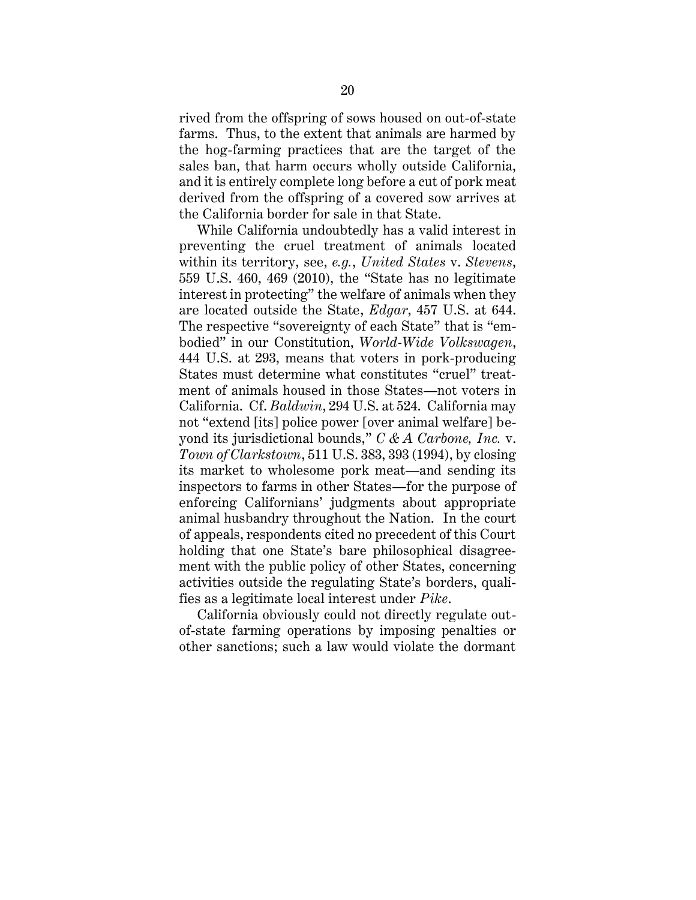rived from the offspring of sows housed on out-of-state farms. Thus, to the extent that animals are harmed by the hog-farming practices that are the target of the sales ban, that harm occurs wholly outside California, and it is entirely complete long before a cut of pork meat derived from the offspring of a covered sow arrives at the California border for sale in that State.

While California undoubtedly has a valid interest in preventing the cruel treatment of animals located within its territory, see, *e.g.*, *United States* v. *Stevens*, 559 U.S. 460, 469 (2010), the "State has no legitimate interest in protecting" the welfare of animals when they are located outside the State, *Edgar*, 457 U.S. at 644. The respective "sovereignty of each State" that is "embodied" in our Constitution, *World-Wide Volkswagen*, 444 U.S. at 293, means that voters in pork-producing States must determine what constitutes "cruel" treatment of animals housed in those States—not voters in California. Cf. *Baldwin*, 294 U.S. at 524. California may not "extend [its] police power [over animal welfare] beyond its jurisdictional bounds," *C & A Carbone, Inc.* v. *Town of Clarkstown*, 511 U.S. 383, 393 (1994), by closing its market to wholesome pork meat—and sending its inspectors to farms in other States—for the purpose of enforcing Californians' judgments about appropriate animal husbandry throughout the Nation. In the court of appeals, respondents cited no precedent of this Court holding that one State's bare philosophical disagreement with the public policy of other States, concerning activities outside the regulating State's borders, qualifies as a legitimate local interest under *Pike*.

California obviously could not directly regulate out-of-state farming operations by imposing penalties or other sanctions; such a law would violate the dormant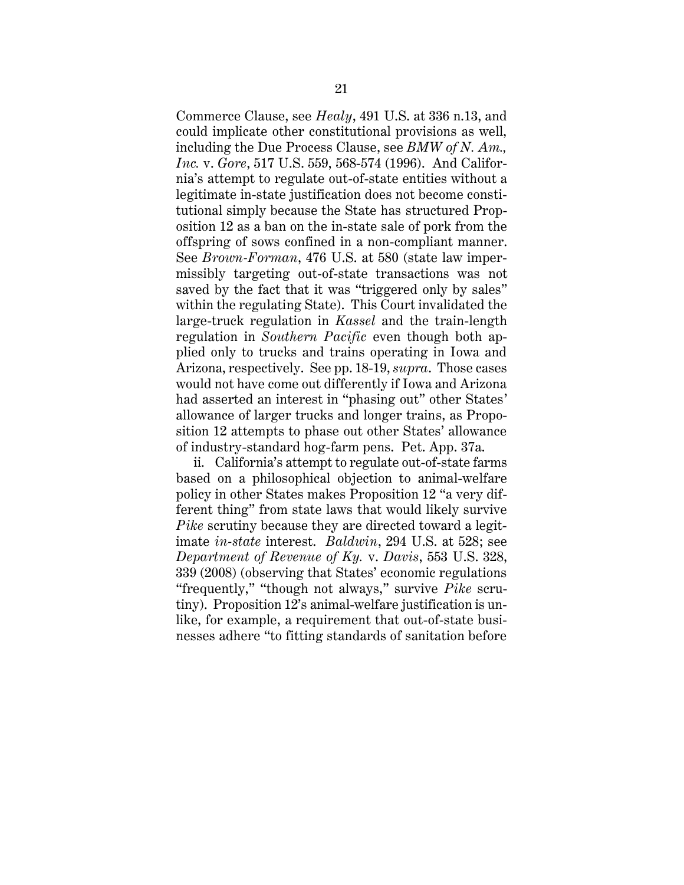Commerce Clause, see *Healy*, 491 U.S. at 336 n.13, and could implicate other constitutional provisions as well, including the Due Process Clause, see *BMW of N. Am., Inc.* v. *Gore*, 517 U.S. 559, 568-574 (1996). And California's attempt to regulate out-of-state entities without a legitimate in-state justification does not become constitutional simply because the State has structured Proposition 12 as a ban on the in-state sale of pork from the offspring of sows confined in a non-compliant manner. See *Brown-Forman*, 476 U.S. at 580 (state law impermissibly targeting out-of-state transactions was not saved by the fact that it was "triggered only by sales" within the regulating State). This Court invalidated the large-truck regulation in *Kassel* and the train-length regulation in *Southern Pacific* even though both applied only to trucks and trains operating in Iowa and Arizona, respectively. See pp. 18-19, *supra*. Those cases would not have come out differently if Iowa and Arizona had asserted an interest in "phasing out" other States' allowance of larger trucks and longer trains, as Proposition 12 attempts to phase out other States' allowance of industry-standard hog-farm pens. Pet. App. 37a.

ii. California's attempt to regulate out-of-state farms based on a philosophical objection to animal-welfare policy in other States makes Proposition 12 "a very different thing" from state laws that would likely survive *Pike* scrutiny because they are directed toward a legitimate *in-state* interest. *Baldwin*, 294 U.S. at 528; see *Department of Revenue of Ky.* v. *Davis*, 553 U.S. 328, 339 (2008) (observing that States' economic regulations "frequently," "though not always," survive *Pike* scrutiny). Proposition 12's animal-welfare justification is unlike, for example, a requirement that out-of-state businesses adhere "to fitting standards of sanitation before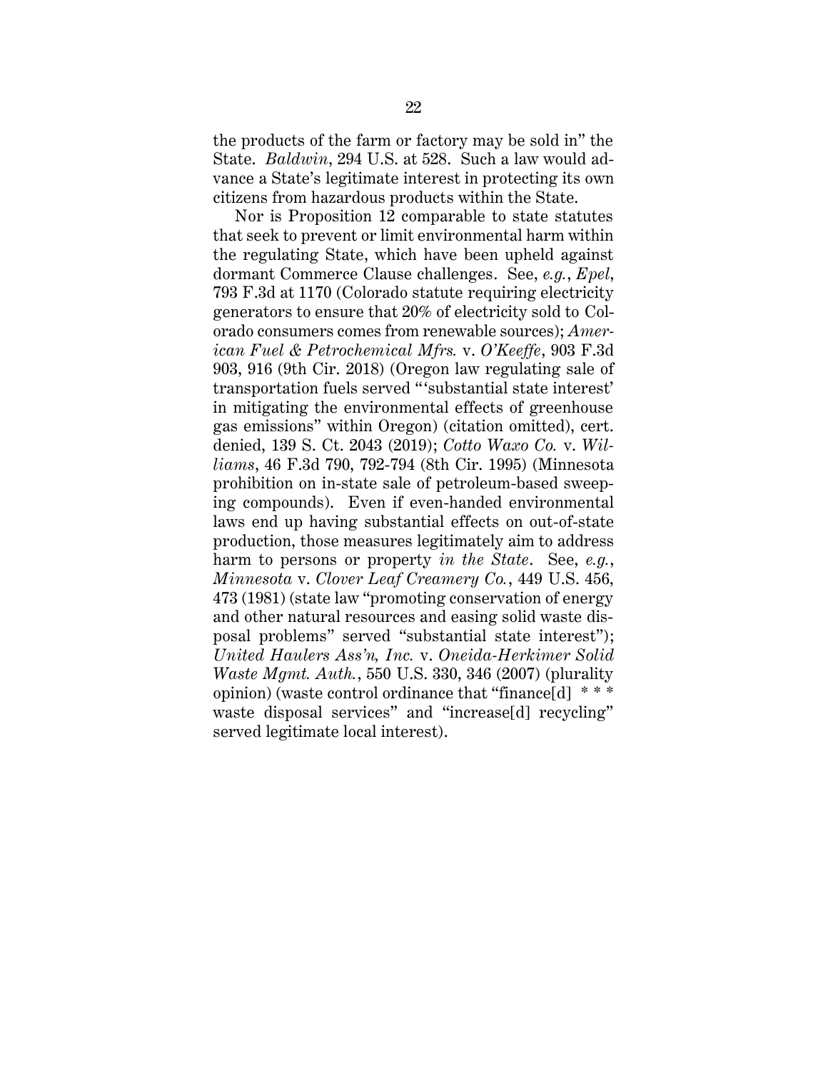the products of the farm or factory may be sold in" the State. *Baldwin*, 294 U.S. at 528. Such a law would advance a State's legitimate interest in protecting its own citizens from hazardous products within the State.

Nor is Proposition 12 comparable to state statutes that seek to prevent or limit environmental harm within the regulating State, which have been upheld against dormant Commerce Clause challenges. See, *e.g.*, *Epel*, 793 F.3d at 1170 (Colorado statute requiring electricity generators to ensure that 20% of electricity sold to Colorado consumers comes from renewable sources); *American Fuel & Petrochemical Mfrs.* v. *O'Keeffe*, 903 F.3d 903, 916 (9th Cir. 2018) (Oregon law regulating sale of transportation fuels served "'substantial state interest' in mitigating the environmental effects of greenhouse gas emissions" within Oregon) (citation omitted), cert. denied, 139 S. Ct. 2043 (2019); *Cotto Waxo Co.* v. *Williams*, 46 F.3d 790, 792-794 (8th Cir. 1995) (Minnesota prohibition on in-state sale of petroleum-based sweeping compounds). Even if even-handed environmental laws end up having substantial effects on out-of-state production, those measures legitimately aim to address harm to persons or property *in the State*. See, *e.g.*, *Minnesota* v. *Clover Leaf Creamery Co.*, 449 U.S. 456, 473 (1981) (state law "promoting conservation of energy and other natural resources and easing solid waste disposal problems" served "substantial state interest"); *United Haulers Ass'n, Inc.* v. *Oneida-Herkimer Solid Waste Mgmt. Auth.*, 550 U.S. 330, 346 (2007) (plurality opinion) (waste control ordinance that "finance[d] * * * waste disposal services" and "increase[d] recycling" served legitimate local interest).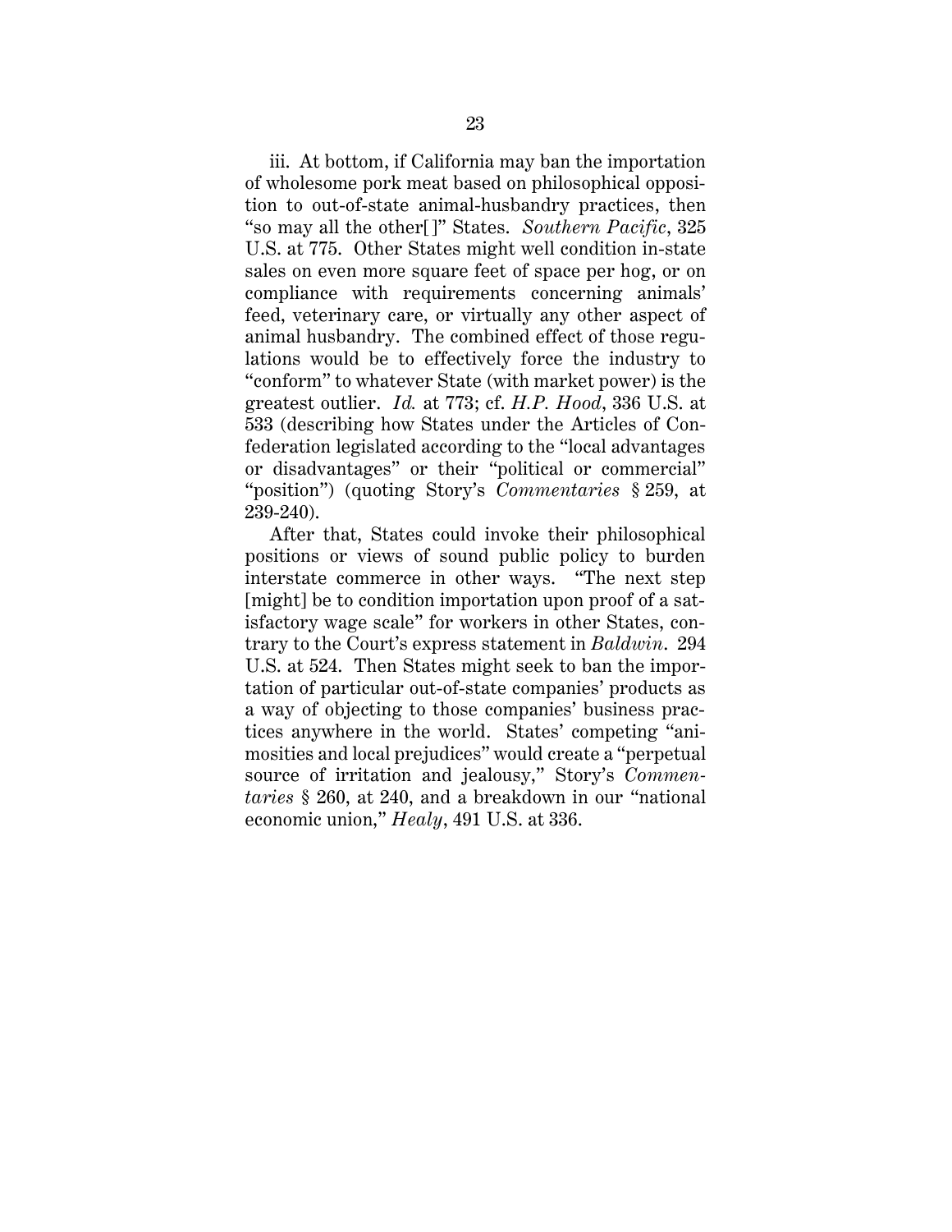iii. At bottom, if California may ban the importation of wholesome pork meat based on philosophical opposition to out-of-state animal-husbandry practices, then "so may all the other[ ]" States. *Southern Pacific*, 325 U.S. at 775. Other States might well condition in-state sales on even more square feet of space per hog, or on compliance with requirements concerning animals' feed, veterinary care, or virtually any other aspect of animal husbandry. The combined effect of those regulations would be to effectively force the industry to "conform" to whatever State (with market power) is the greatest outlier. *Id.* at 773; cf. *H.P. Hood*, 336 U.S. at 533 (describing how States under the Articles of Confederation legislated according to the "local advantages or disadvantages" or their "political or commercial" "position") (quoting Story's *Commentaries* § 259, at 239-240).

After that, States could invoke their philosophical positions or views of sound public policy to burden interstate commerce in other ways. "The next step [might] be to condition importation upon proof of a satisfactory wage scale" for workers in other States, contrary to the Court's express statement in *Baldwin*. 294 U.S. at 524. Then States might seek to ban the importation of particular out-of-state companies' products as a way of objecting to those companies' business practices anywhere in the world. States' competing "animosities and local prejudices" would create a "perpetual source of irritation and jealousy," Story's *Commentaries* § 260, at 240, and a breakdown in our "national economic union," *Healy*, 491 U.S. at 336.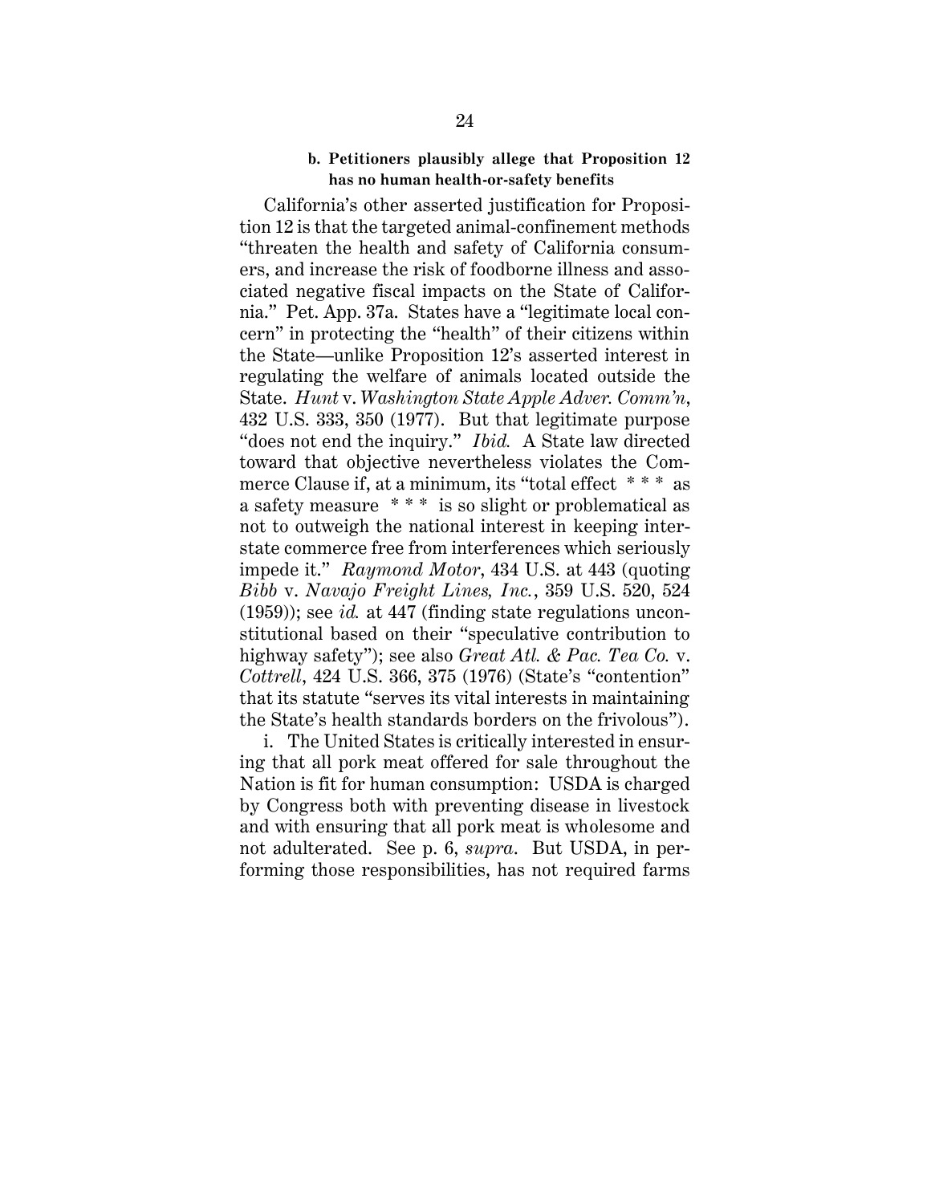#### b. Petitioners plausibly allege that Proposition 12 has no human health-or-safety benefits

California's other asserted justification for Proposition 12 is that the targeted animal-confinement methods "threaten the health and safety of California consumers, and increase the risk of foodborne illness and associated negative fiscal impacts on the State of California." Pet. App. 37a. States have a "legitimate local concern" in protecting the "health" of their citizens within the State—unlike Proposition 12's asserted interest in regulating the welfare of animals located outside the State. *Hunt* v. *Washington State Apple Adver. Comm'n*, 432 U.S. 333, 350 (1977). But that legitimate purpose "does not end the inquiry." *Ibid.* A State law directed toward that objective nevertheless violates the Commerce Clause if, at a minimum, its "total effect * * * as a safety measure * * * is so slight or problematical as not to outweigh the national interest in keeping interstate commerce free from interferences which seriously impede it." *Raymond Motor*, 434 U.S. at 443 (quoting *Bibb* v. *Navajo Freight Lines, Inc.*, 359 U.S. 520, 524 (1959)); see *id.* at 447 (finding state regulations unconstitutional based on their "speculative contribution to highway safety"); see also *Great Atl. & Pac. Tea Co.* v. *Cottrell*, 424 U.S. 366, 375 (1976) (State's "contention" that its statute "serves its vital interests in maintaining the State's health standards borders on the frivolous").

i. The United States is critically interested in ensuring that all pork meat offered for sale throughout the Nation is fit for human consumption: USDA is charged by Congress both with preventing disease in livestock and with ensuring that all pork meat is wholesome and not adulterated. See p. 6, *supra*. But USDA, in performing those responsibilities, has not required farms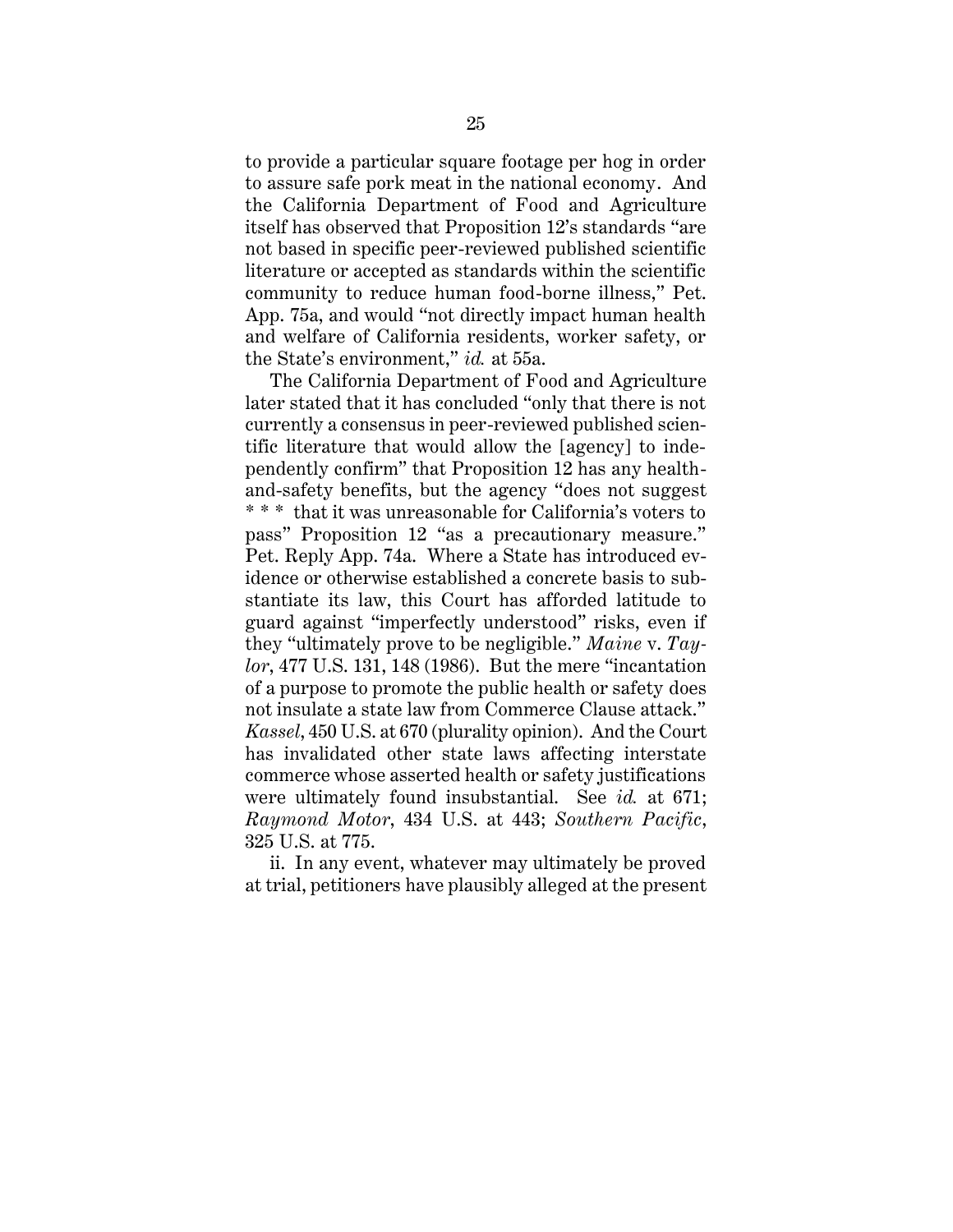to provide a particular square footage per hog in order to assure safe pork meat in the national economy. And the California Department of Food and Agriculture itself has observed that Proposition 12's standards "are not based in specific peer-reviewed published scientific literature or accepted as standards within the scientific community to reduce human food-borne illness," Pet. App. 75a, and would "not directly impact human health and welfare of California residents, worker safety, or the State's environment," *id.* at 55a.

The California Department of Food and Agriculture later stated that it has concluded "only that there is not currently a consensus in peer-reviewed published scientific literature that would allow the [agency] to independently confirm" that Proposition 12 has any health-and-safety benefits, but the agency "does not suggest * * * that it was unreasonable for California's voters to pass" Proposition 12 "as a precautionary measure." Pet. Reply App. 74a. Where a State has introduced evidence or otherwise established a concrete basis to substantiate its law, this Court has afforded latitude to guard against "imperfectly understood" risks, even if they "ultimately prove to be negligible." *Maine* v. *Taylor*, 477 U.S. 131, 148 (1986). But the mere "incantation of a purpose to promote the public health or safety does not insulate a state law from Commerce Clause attack." *Kassel*, 450 U.S. at 670 (plurality opinion). And the Court has invalidated other state laws affecting interstate commerce whose asserted health or safety justifications were ultimately found insubstantial. See *id.* at 671; *Raymond Motor*, 434 U.S. at 443; *Southern Pacific*, 325 U.S. at 775.

ii. In any event, whatever may ultimately be proved at trial, petitioners have plausibly alleged at the present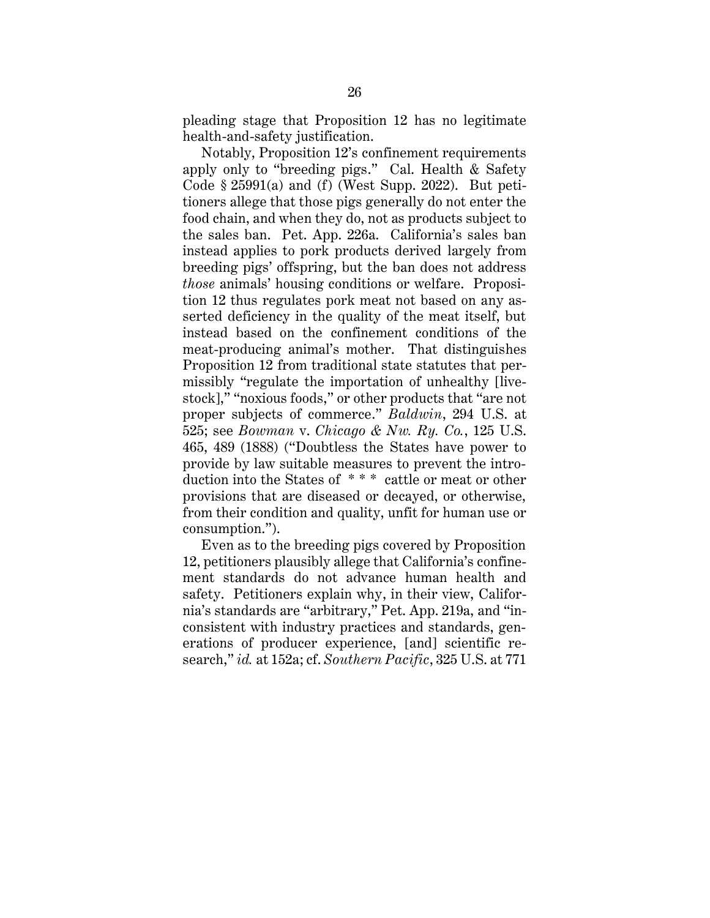pleading stage that Proposition 12 has no legitimate health-and-safety justification.

Notably, Proposition 12's confinement requirements apply only to "breeding pigs." Cal. Health & Safety Code § 25991(a) and (f) (West Supp. 2022). But petitioners allege that those pigs generally do not enter the food chain, and when they do, not as products subject to the sales ban. Pet. App. 226a. California's sales ban instead applies to pork products derived largely from breeding pigs' offspring, but the ban does not address *those* animals' housing conditions or welfare. Proposition 12 thus regulates pork meat not based on any asserted deficiency in the quality of the meat itself, but instead based on the confinement conditions of the meat-producing animal's mother. That distinguishes Proposition 12 from traditional state statutes that permissibly "regulate the importation of unhealthy [livestock]," "noxious foods," or other products that "are not proper subjects of commerce." *Baldwin*, 294 U.S. at 525; see *Bowman* v. *Chicago & Nw. Ry. Co.*, 125 U.S. 465, 489 (1888) ("Doubtless the States have power to provide by law suitable measures to prevent the introduction into the States of * * * cattle or meat or other provisions that are diseased or decayed, or otherwise, from their condition and quality, unfit for human use or consumption.").

Even as to the breeding pigs covered by Proposition 12, petitioners plausibly allege that California's confinement standards do not advance human health and safety. Petitioners explain why, in their view, California's standards are "arbitrary," Pet. App. 219a, and "inconsistent with industry practices and standards, generations of producer experience, [and] scientific research," *id.* at 152a; cf. *Southern Pacific*, 325 U.S. at 771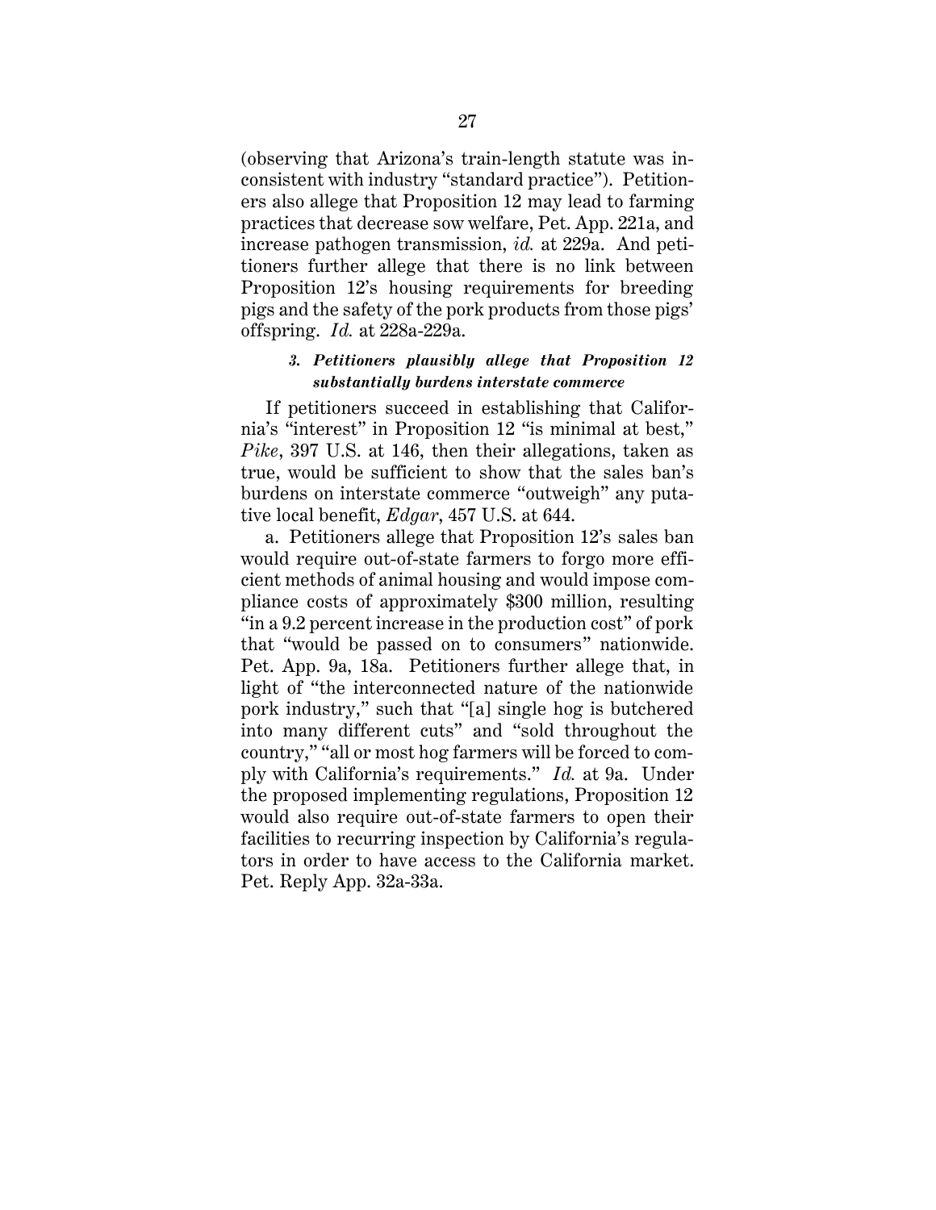(observing that Arizona's train-length statute was inconsistent with industry "standard practice"). Petitioners also allege that Proposition 12 may lead to farming practices that decrease sow welfare, Pet. App. 221a, and increase pathogen transmission, *id.* at 229a. And petitioners further allege that there is no link between Proposition 12's housing requirements for breeding pigs and the safety of the pork products from those pigs' offspring. *Id.* at 228a-229a.

### *3. Petitioners plausibly allege that Proposition 12 substantially burdens interstate commerce*

If petitioners succeed in establishing that California's "interest" in Proposition 12 "is minimal at best," *Pike*, 397 U.S. at 146, then their allegations, taken as true, would be sufficient to show that the sales ban's burdens on interstate commerce "outweigh" any putative local benefit, *Edgar*, 457 U.S. at 644.

a. Petitioners allege that Proposition 12's sales ban would require out-of-state farmers to forgo more efficient methods of animal housing and would impose compliance costs of approximately $300 million, resulting "in a 9.2 percent increase in the production cost" of pork that "would be passed on to consumers" nationwide. Pet. App. 9a, 18a. Petitioners further allege that, in light of "the interconnected nature of the nationwide pork industry," such that "[a] single hog is butchered into many different cuts" and "sold throughout the country," "all or most hog farmers will be forced to comply with California's requirements." *Id.* at 9a. Under the proposed implementing regulations, Proposition 12 would also require out-of-state farmers to open their facilities to recurring inspection by California's regulators in order to have access to the California market. Pet. Reply App. 32a-33a.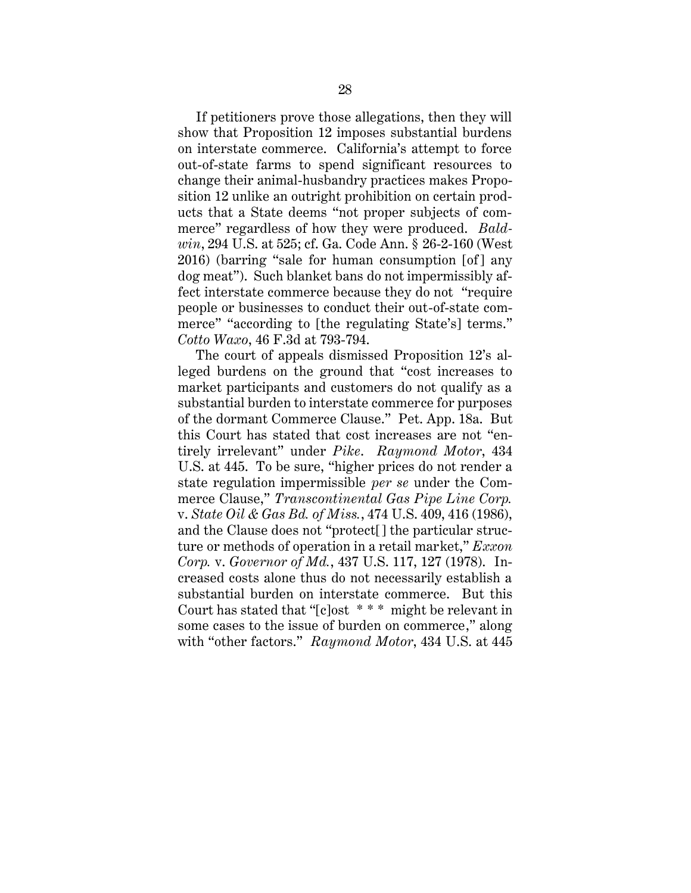If petitioners prove those allegations, then they will show that Proposition 12 imposes substantial burdens on interstate commerce. California's attempt to force out-of-state farms to spend significant resources to change their animal-husbandry practices makes Proposition 12 unlike an outright prohibition on certain products that a State deems "not proper subjects of commerce" regardless of how they were produced. *Baldwin*, 294 U.S. at 525; cf. Ga. Code Ann. § 26-2-160 (West 2016) (barring "sale for human consumption [of] any dog meat"). Such blanket bans do not impermissibly affect interstate commerce because they do not "require people or businesses to conduct their out-of-state commerce" "according to [the regulating State's] terms." *Cotto Waxo*, 46 F.3d at 793-794.

The court of appeals dismissed Proposition 12's alleged burdens on the ground that "cost increases to market participants and customers do not qualify as a substantial burden to interstate commerce for purposes of the dormant Commerce Clause." Pet. App. 18a. But this Court has stated that cost increases are not "entirely irrelevant" under *Pike*. *Raymond Motor*, 434 U.S. at 445. To be sure, "higher prices do not render a state regulation impermissible *per se* under the Commerce Clause," *Transcontinental Gas Pipe Line Corp.* v. *State Oil & Gas Bd. of Miss.*, 474 U.S. 409, 416 (1986), and the Clause does not "protect[] the particular structure or methods of operation in a retail market," *Exxon Corp.* v. *Governor of Md.*, 437 U.S. 117, 127 (1978). Increased costs alone thus do not necessarily establish a substantial burden on interstate commerce. But this Court has stated that "[c]ost * * * might be relevant in some cases to the issue of burden on commerce," along with "other factors." *Raymond Motor*, 434 U.S. at 445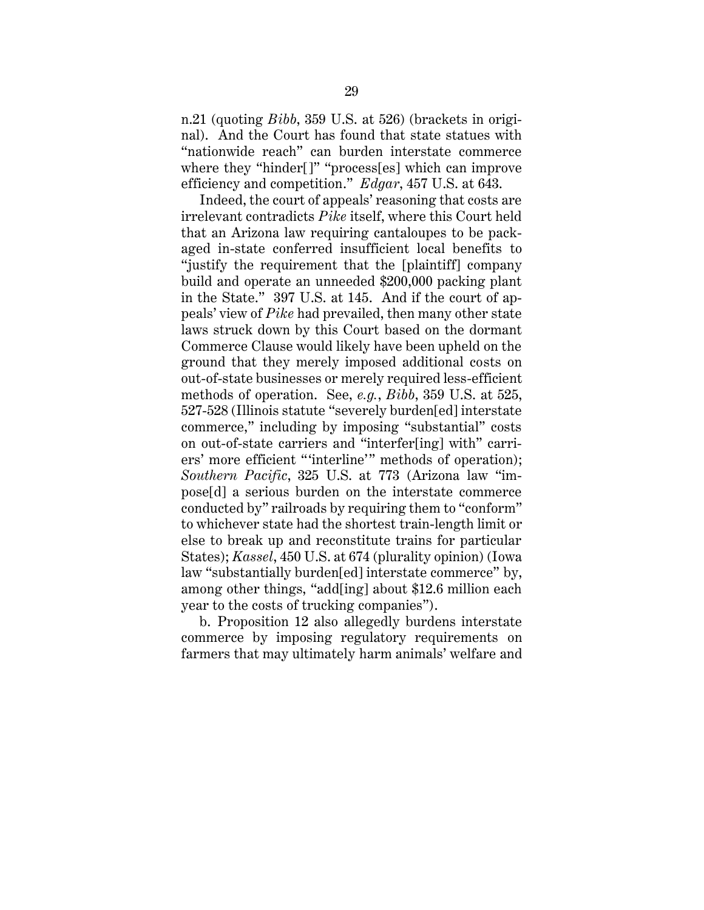n.21 (quoting *Bibb*, 359 U.S. at 526) (brackets in original). And the Court has found that state statues with "nationwide reach" can burden interstate commerce where they "hinder[]" "process[es] which can improve efficiency and competition." *Edgar*, 457 U.S. at 643.

Indeed, the court of appeals' reasoning that costs are irrelevant contradicts *Pike* itself, where this Court held that an Arizona law requiring cantaloupes to be packaged in-state conferred insufficient local benefits to "justify the requirement that the [plaintiff] company build and operate an unneeded $200,000 packing plant in the State." 397 U.S. at 145. And if the court of appeals' view of *Pike* had prevailed, then many other state laws struck down by this Court based on the dormant Commerce Clause would likely have been upheld on the ground that they merely imposed additional costs on out-of-state businesses or merely required less-efficient methods of operation. See, *e.g.*, *Bibb*, 359 U.S. at 525, 527-528 (Illinois statute "severely burden[ed] interstate commerce," including by imposing "substantial" costs on out-of-state carriers and "interfer[ing] with" carriers' more efficient "'interline'" methods of operation); *Southern Pacific*, 325 U.S. at 773 (Arizona law "impose[d] a serious burden on the interstate commerce conducted by" railroads by requiring them to "conform" to whichever state had the shortest train-length limit or else to break up and reconstitute trains for particular States); *Kassel*, 450 U.S. at 674 (plurality opinion) (Iowa law "substantially burden[ed] interstate commerce" by, among other things, "add[ing] about $12.6 million each year to the costs of trucking companies").

b. Proposition 12 also allegedly burdens interstate commerce by imposing regulatory requirements on farmers that may ultimately harm animals' welfare and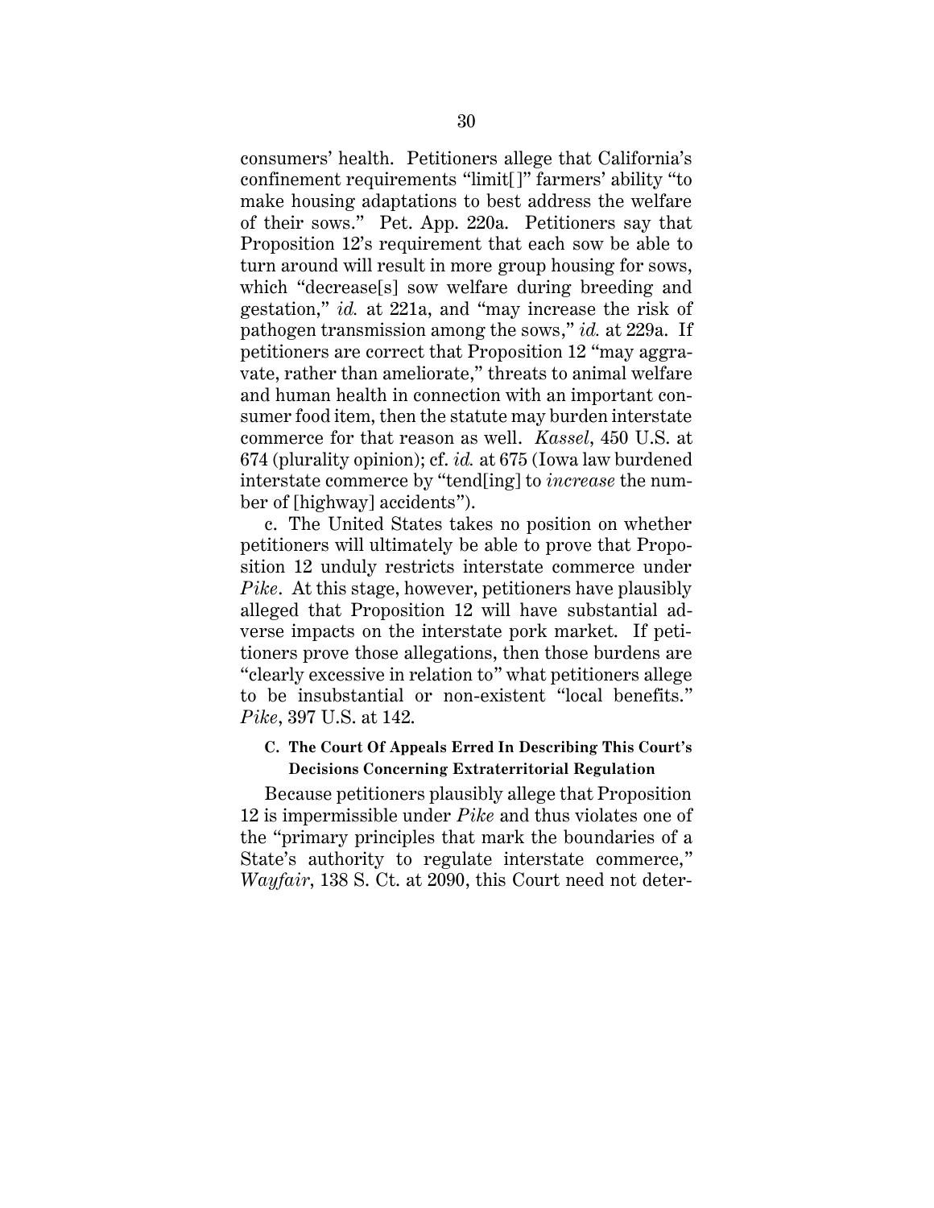consumers' health. Petitioners allege that California's confinement requirements "limit[]" farmers' ability "to make housing adaptations to best address the welfare of their sows." Pet. App. 220a. Petitioners say that Proposition 12's requirement that each sow be able to turn around will result in more group housing for sows, which "decrease[s] sow welfare during breeding and gestation," *id.* at 221a, and "may increase the risk of pathogen transmission among the sows," *id.* at 229a. If petitioners are correct that Proposition 12 "may aggravate, rather than ameliorate," threats to animal welfare and human health in connection with an important consumer food item, then the statute may burden interstate commerce for that reason as well. *Kassel*, 450 U.S. at 674 (plurality opinion); cf. *id.* at 675 (Iowa law burdened interstate commerce by "tend[ing] to *increase* the number of [highway] accidents").

c. The United States takes no position on whether petitioners will ultimately be able to prove that Proposition 12 unduly restricts interstate commerce under *Pike*. At this stage, however, petitioners have plausibly alleged that Proposition 12 will have substantial adverse impacts on the interstate pork market. If petitioners prove those allegations, then those burdens are "clearly excessive in relation to" what petitioners allege to be insubstantial or non-existent "local benefits." *Pike*, 397 U.S. at 142.

### C. The Court Of Appeals Erred In Describing This Court's Decisions Concerning Extraterritorial Regulation

Because petitioners plausibly allege that Proposition 12 is impermissible under *Pike* and thus violates one of the "primary principles that mark the boundaries of a State's authority to regulate interstate commerce," *Wayfair*, 138 S. Ct. at 2090, this Court need not deter-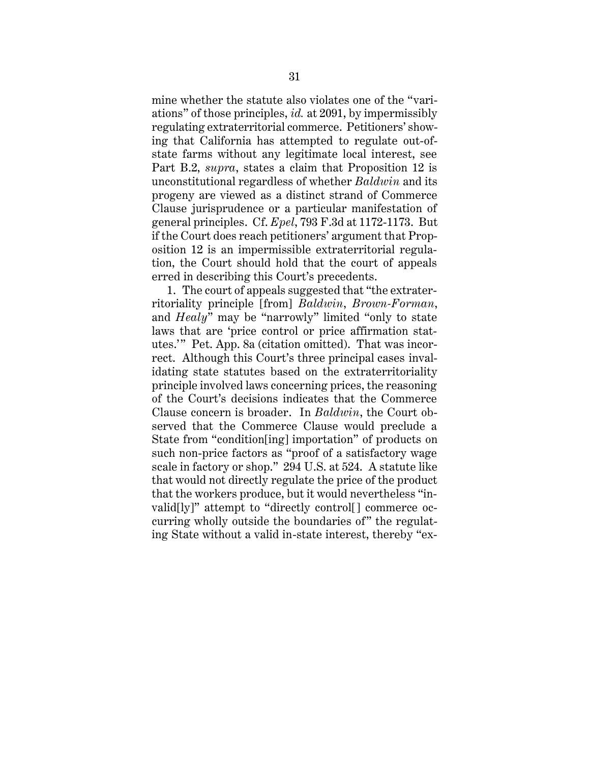mine whether the statute also violates one of the "variations" of those principles, *id.* at 2091, by impermissibly regulating extraterritorial commerce. Petitioners' showing that California has attempted to regulate out-of-state farms without any legitimate local interest, see Part B.2, *supra*, states a claim that Proposition 12 is unconstitutional regardless of whether *Baldwin* and its progeny are viewed as a distinct strand of Commerce Clause jurisprudence or a particular manifestation of general principles. Cf. *Epel*, 793 F.3d at 1172-1173. But if the Court does reach petitioners' argument that Proposition 12 is an impermissible extraterritorial regulation, the Court should hold that the court of appeals erred in describing this Court's precedents.

1. The court of appeals suggested that "the extraterritoriality principle [from] *Baldwin*, *Brown-Forman*, and *Healy*" may be "narrowly" limited "only to state laws that are 'price control or price affirmation statutes.'" Pet. App. 8a (citation omitted). That was incorrect. Although this Court's three principal cases invalidating state statutes based on the extraterritoriality principle involved laws concerning prices, the reasoning of the Court's decisions indicates that the Commerce Clause concern is broader. In *Baldwin*, the Court observed that the Commerce Clause would preclude a State from "condition[ing] importation" of products on such non-price factors as "proof of a satisfactory wage scale in factory or shop." 294 U.S. at 524. A statute like that would not directly regulate the price of the product that the workers produce, but it would nevertheless "invalid[ly]" attempt to "directly control[ ] commerce occurring wholly outside the boundaries of" the regulating State without a valid in-state interest, thereby "ex-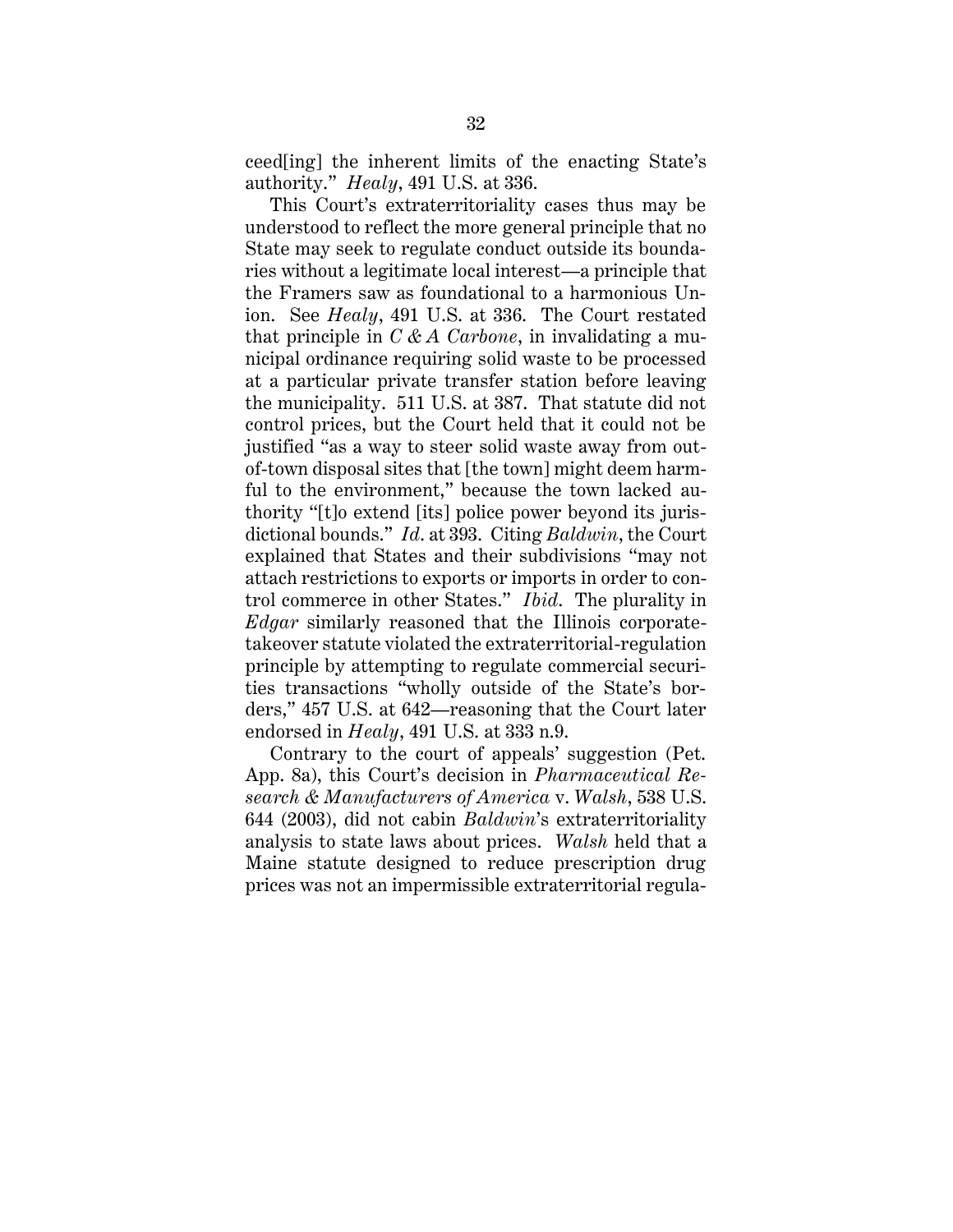ceed[ing] the inherent limits of the enacting State's authority." *Healy*, 491 U.S. at 336.

This Court's extraterritoriality cases thus may be understood to reflect the more general principle that no State may seek to regulate conduct outside its boundaries without a legitimate local interest—a principle that the Framers saw as foundational to a harmonious Union. See *Healy*, 491 U.S. at 336. The Court restated that principle in *C & A Carbone*, in invalidating a municipal ordinance requiring solid waste to be processed at a particular private transfer station before leaving the municipality. 511 U.S. at 387. That statute did not control prices, but the Court held that it could not be justified "as a way to steer solid waste away from out-of-town disposal sites that [the town] might deem harmful to the environment," because the town lacked authority "[t]o extend [its] police power beyond its jurisdictional bounds." *Id.* at 393. Citing *Baldwin*, the Court explained that States and their subdivisions "may not attach restrictions to exports or imports in order to control commerce in other States." *Ibid.* The plurality in *Edgar* similarly reasoned that the Illinois corporate-takeover statute violated the extraterritorial-regulation principle by attempting to regulate commercial securities transactions "wholly outside of the State's borders," 457 U.S. at 642—reasoning that the Court later endorsed in *Healy*, 491 U.S. at 333 n.9.

Contrary to the court of appeals' suggestion (Pet. App. 8a), this Court's decision in *Pharmaceutical Research & Manufacturers of America* v. *Walsh*, 538 U.S. 644 (2003), did not cabin *Baldwin*'s extraterritoriality analysis to state laws about prices. *Walsh* held that a Maine statute designed to reduce prescription drug prices was not an impermissible extraterritorial regula-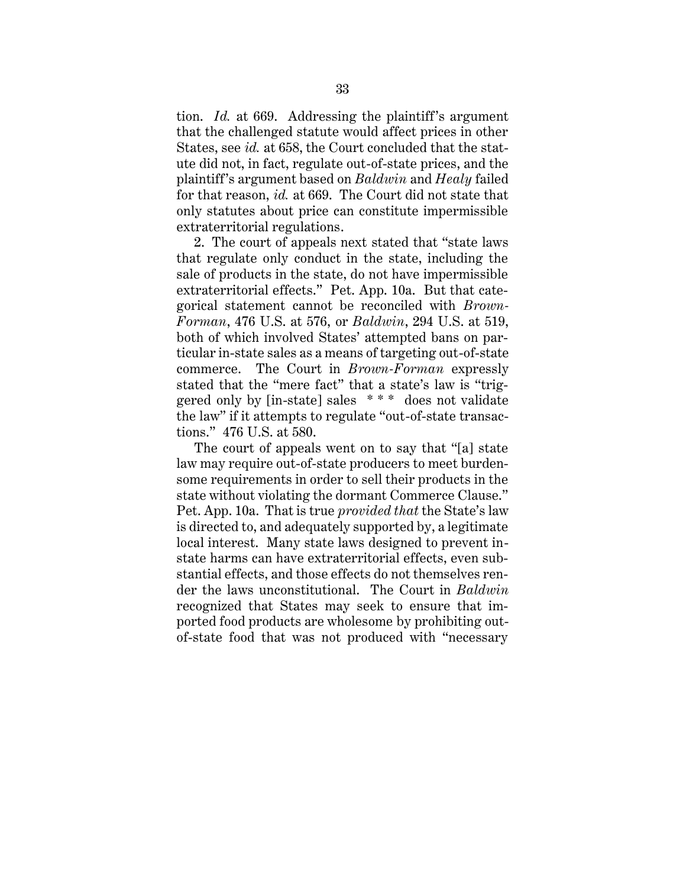tion. *Id.* at 669. Addressing the plaintiff's argument that the challenged statute would affect prices in other States, see *id.* at 658, the Court concluded that the statute did not, in fact, regulate out-of-state prices, and the plaintiff's argument based on *Baldwin* and *Healy* failed for that reason, *id.* at 669. The Court did not state that only statutes about price can constitute impermissible extraterritorial regulations.

2. The court of appeals next stated that "state laws that regulate only conduct in the state, including the sale of products in the state, do not have impermissible extraterritorial effects." Pet. App. 10a. But that categorical statement cannot be reconciled with *Brown-Forman*, 476 U.S. at 576, or *Baldwin*, 294 U.S. at 519, both of which involved States' attempted bans on particular in-state sales as a means of targeting out-of-state commerce. The Court in *Brown-Forman* expressly stated that the "mere fact" that a state's law is "triggered only by [in-state] sales * * * does not validate the law" if it attempts to regulate "out-of-state transactions." 476 U.S. at 580.

The court of appeals went on to say that "[a] state law may require out-of-state producers to meet burdensome requirements in order to sell their products in the state without violating the dormant Commerce Clause." Pet. App. 10a. That is true *provided that* the State's law is directed to, and adequately supported by, a legitimate local interest. Many state laws designed to prevent in-state harms can have extraterritorial effects, even substantial effects, and those effects do not themselves render the laws unconstitutional. The Court in *Baldwin* recognized that States may seek to ensure that imported food products are wholesome by prohibiting out-of-state food that was not produced with "necessary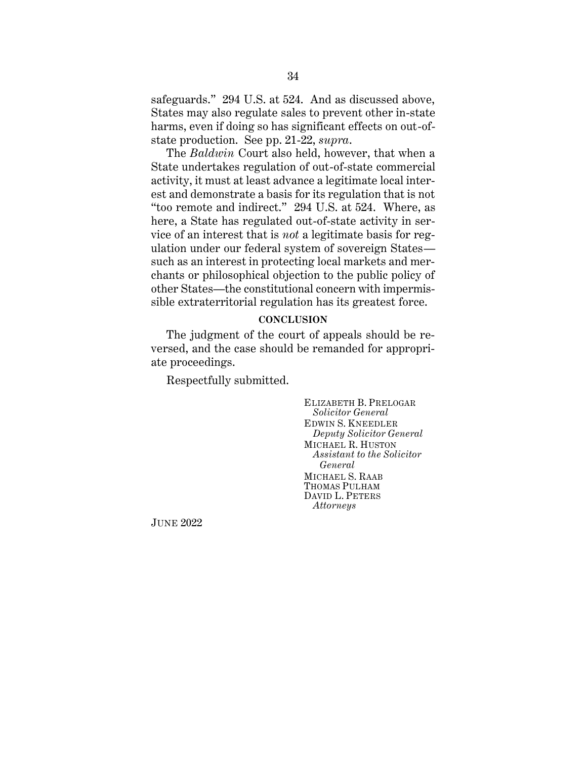safeguards." 294 U.S. at 524. And as discussed above, States may also regulate sales to prevent other in-state harms, even if doing so has significant effects on out-of-state production. See pp. 21-22, *supra*.

The *Baldwin* Court also held, however, that when a State undertakes regulation of out-of-state commercial activity, it must at least advance a legitimate local interest and demonstrate a basis for its regulation that is not "too remote and indirect." 294 U.S. at 524. Where, as here, a State has regulated out-of-state activity in service of an interest that is *not* a legitimate basis for regulation under our federal system of sovereign States—such as an interest in protecting local markets and merchants or philosophical objection to the public policy of other States—the constitutional concern with impermissible extraterritorial regulation has its greatest force.

## CONCLUSION

The judgment of the court of appeals should be reversed, and the case should be remanded for appropriate proceedings.

Respectfully submitted.

ELIZABETH B. PRELOGAR
*Solicitor General*
EDWIN S. KNEEDLER
*Deputy Solicitor General*
MICHAEL R. HUSTON
*Assistant to the Solicitor General*
MICHAEL S. RAAB
THOMAS PULHAM
DAVID L. PETERS
*Attorneys*

JUNE 2022